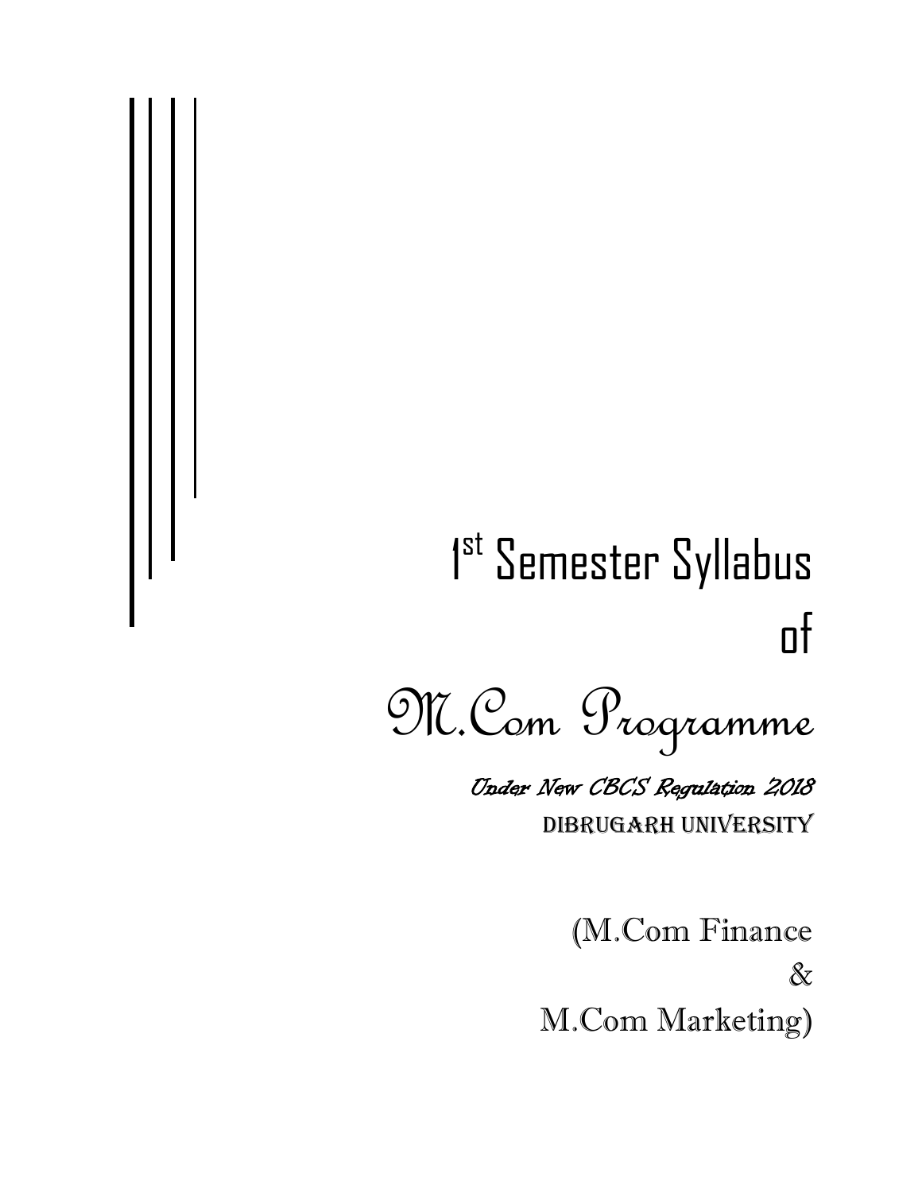# 1st Semester Syllabus of

# M.Com Programme

*Under New CBCS Regulation 2018*

**DIBRUGARH UNIVERSITY**

(M.Com Finance

&

M.Com Marketing)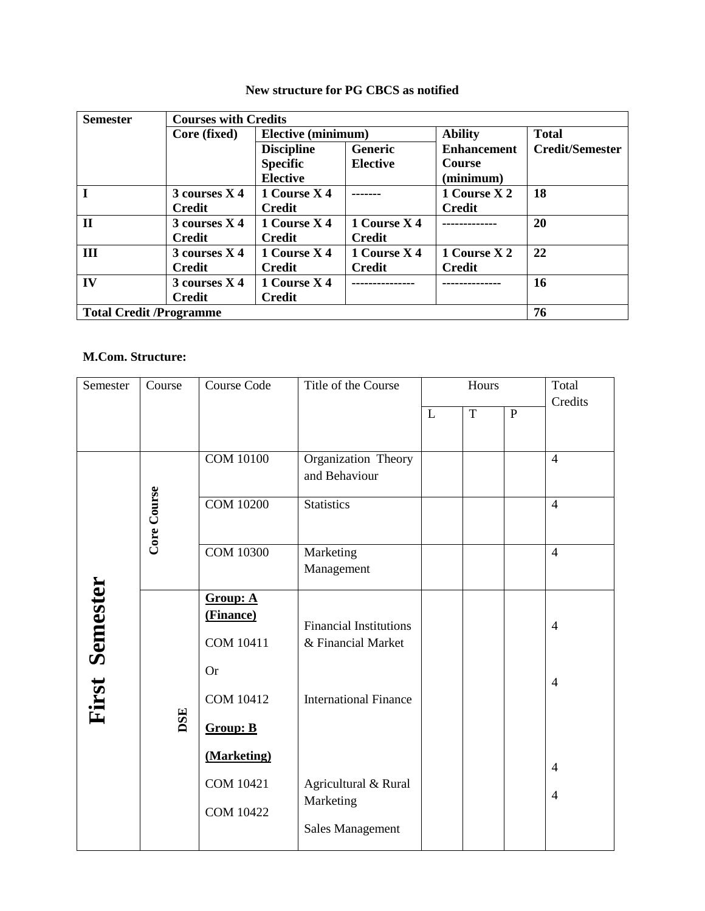**New structure for PG CBCS as notified**

| Semester | Courses with Credits | | | | |
|---|---|---|---|---|---|
| | Core (fixed) | Elective (minimum) | | Ability Enhancement Course (minimum) | Total Credit/Semester |
| | | Discipline Specific Elective | Generic Elective | | |
| I | 3 courses X 4 Credit | 1 Course X 4 Credit | ------- | 1 Course X 2 Credit | 18 |
| II | 3 courses X 4 Credit | 1 Course X 4 Credit | 1 Course X 4 Credit | ------------- | 20 |
| III | 3 courses X 4 Credit | 1 Course X 4 Credit | 1 Course X 4 Credit | 1 Course X 2 Credit | 22 |
| IV | 3 courses X 4 Credit | 1 Course X 4 Credit | --------------- | -------------- | 16 |
| Total Credit /Programme | | | | | 76 |

**M.Com. Structure:**

| Semester | Course | Course Code | Title of the Course | Hours | | | Total Credits |
|---|---|---|---|---|---|---|---|
| | | | | L | T | P | |
| First Semester | Core Course | COM 10100 | Organization Theory and Behaviour | | | | 4 |
| | | COM 10200 | Statistics | | | | 4 |
| | | COM 10300 | Marketing Management | | | | 4 |
| | DSE | **Group: A (Finance)** | | | | | |
| | | COM 10411 | Financial Institutions & Financial Market | | | | 4 |
| | | Or | | | | | |
| | | COM 10412 | International Finance | | | | 4 |
| | | **Group: B (Marketing)** | | | | | |
| | | COM 10421 | Agricultural & Rural Marketing | | | | 4 |
| | | COM 10422 | Sales Management | | | | 4 |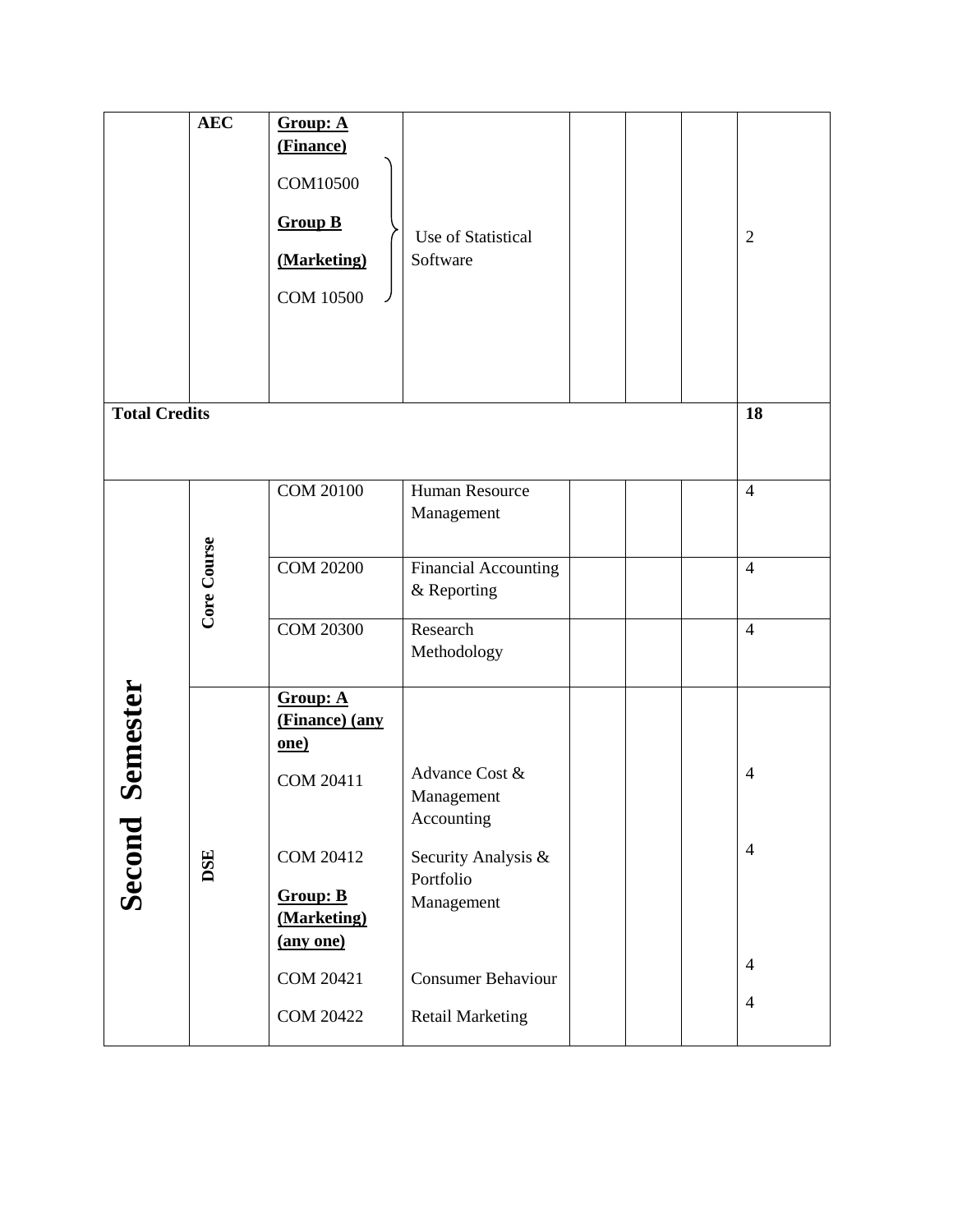| | | | | | | | |
|---|---|---|---|---|---|---|---|
| | **AEC** | **Group: A (Finance)** COM10500 **Group B (Marketing)** COM 10500 | Use of Statistical Software | | | | 2 |
| **Total Credits** | | | | | | | **18** |
| **Second Semester** | Core Course | COM 20100 | Human Resource Management | | | | 4 |
| | | COM 20200 | Financial Accounting & Reporting | | | | 4 |
| | | COM 20300 | Research Methodology | | | | 4 |
| | **DSE** | **Group: A (Finance) (any one)** | | | | | |
| | | COM 20411 | Advance Cost & Management Accounting | | | | 4 |
| | | COM 20412 | Security Analysis & Portfolio Management | | | | 4 |
| | | **Group: B (Marketing) (any one)** | | | | | |
| | | COM 20421 | Consumer Behaviour | | | | 4 |
| | | COM 20422 | Retail Marketing | | | | 4 |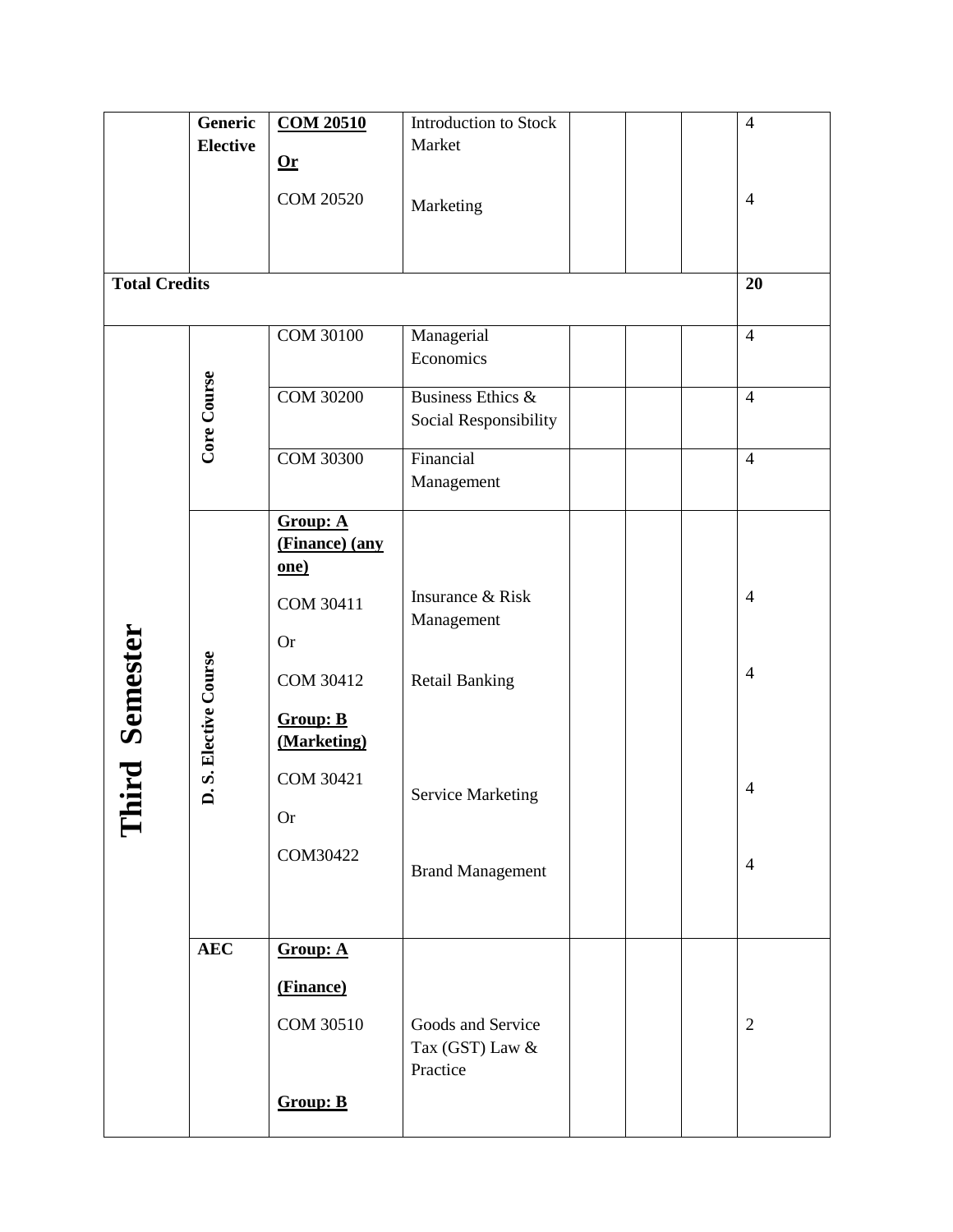| | | | | | | | |
|---|---|---|---|---|---|---|---|
| | **Generic Elective** | **COM 20510**<br><br>**Or**<br><br>COM 20520 | Introduction to Stock Market<br><br>Marketing | | | | 4<br><br>4 |
| **Total Credits** | | | | | | | **20** |
| **Third Semester** | **Core Course** | COM 30100 | Managerial Economics | | | | 4 |
| | | COM 30200 | Business Ethics & Social Responsibility | | | | 4 |
| | | COM 30300 | Financial Management | | | | 4 |
| | **D. S. Elective Course** | **Group: A (Finance) (any one)**<br><br>COM 30411<br><br>Or<br><br>COM 30412<br><br>**Group: B (Marketing)**<br><br>COM 30421<br><br>Or<br><br>COM30422 | Insurance & Risk Management<br><br>Retail Banking<br><br>Service Marketing<br><br>Brand Management | | | | 4<br><br>4<br><br>4<br><br>4 |
| | **AEC** | **Group: A**<br><br>**(Finance)**<br><br>COM 30510<br><br>**Group: B** | Goods and Service Tax (GST) Law & Practice | | | | 2 |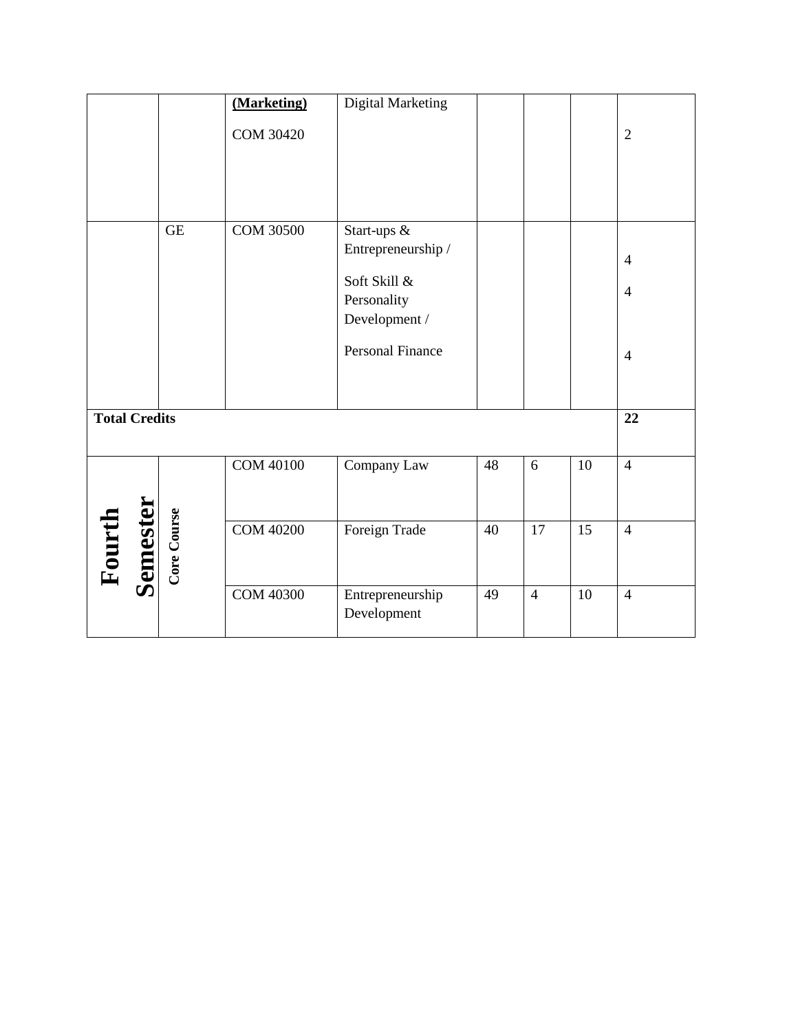| | | | | | | | |
|---|---|---|---|---|---|---|---|
| | | **(Marketing)** COM 30420 | Digital Marketing | | | | 2 |
| | GE | COM 30500 | Start-ups & Entrepreneurship / Soft Skill & Personality Development / Personal Finance | | | | 4 4 4 |
| **Total Credits** | | | | | | | **22** |
| **Fourth Semester** | **Core Course** | COM 40100 | Company Law | 48 | 6 | 10 | 4 |
| | | COM 40200 | Foreign Trade | 40 | 17 | 15 | 4 |
| | | COM 40300 | Entrepreneurship Development | 49 | 4 | 10 | 4 |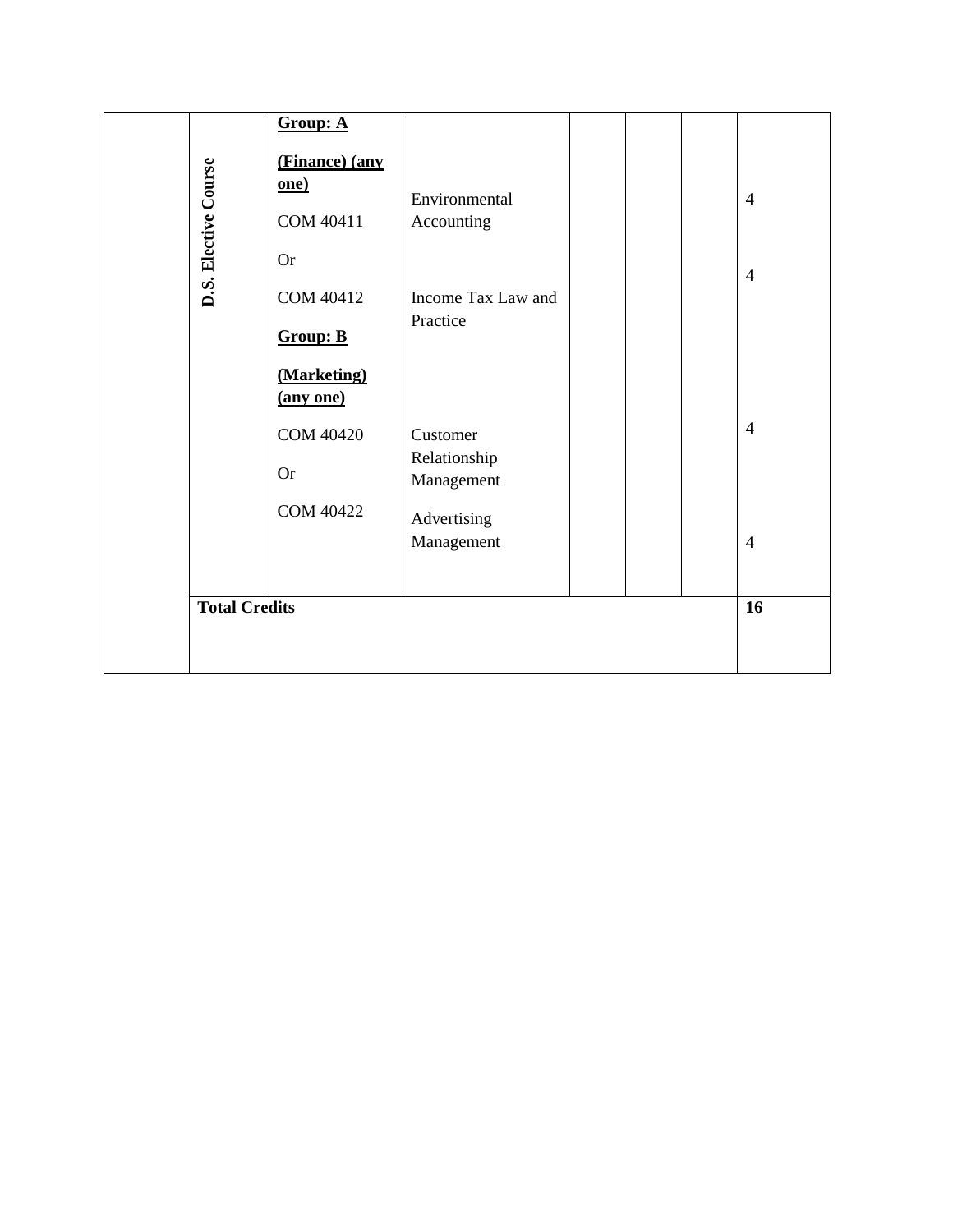| | | | | | | | |
|---|---|---|---|---|---|---|---|
| | **D.S. Elective Course** | **Group: A** **(Finance) (any one)** | | | | | |
| | | COM 40411 | Environmental Accounting | | | | 4 |
| | | Or | | | | | |
| | | COM 40412 | Income Tax Law and Practice | | | | 4 |
| | | **Group: B** **(Marketing) (any one)** | | | | | |
| | | COM 40420 | Customer Relationship Management | | | | 4 |
| | | Or | | | | | |
| | | COM 40422 | Advertising Management | | | | 4 |
| | **Total Credits** | | | | | | **16** |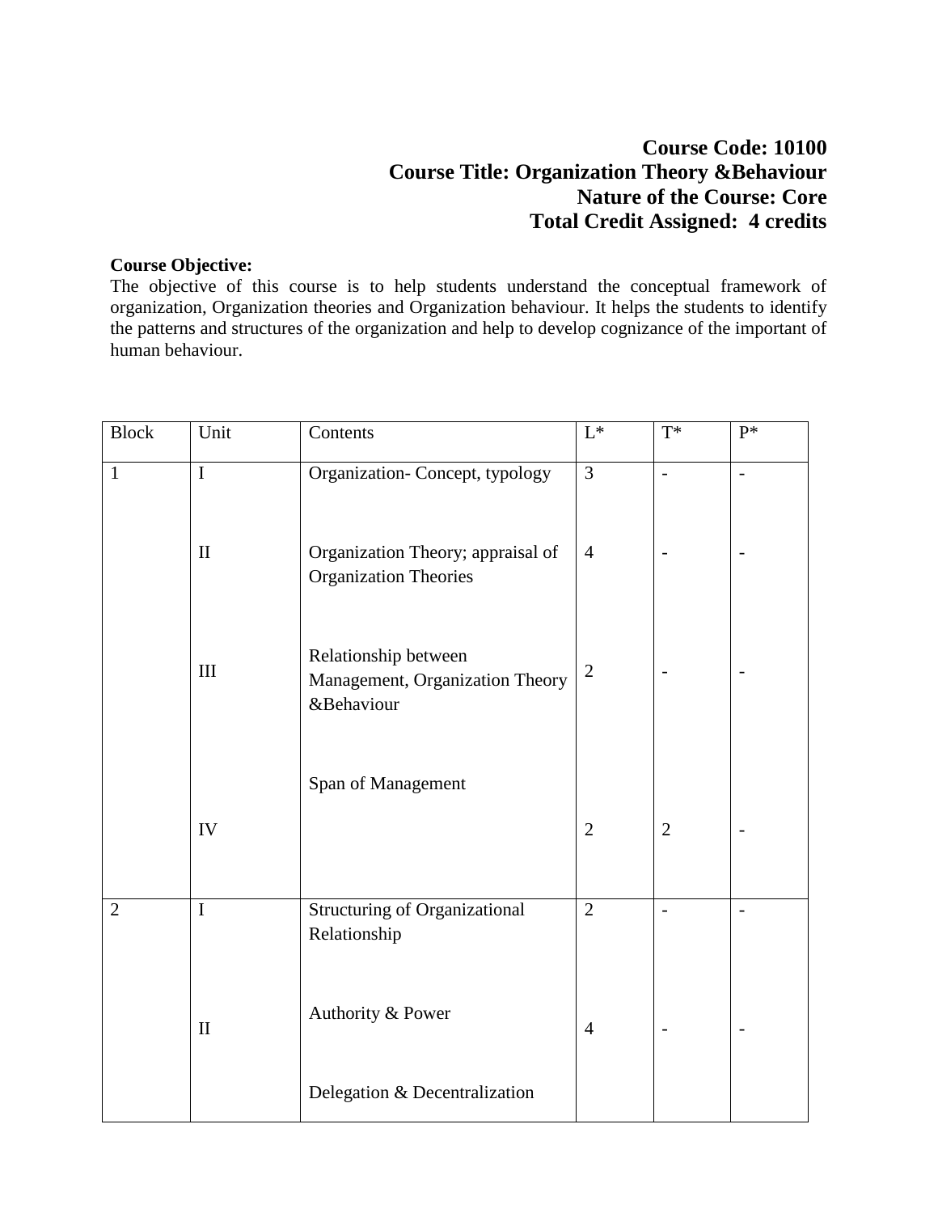**Course Code: 10100**
**Course Title: Organization Theory &Behaviour**
**Nature of the Course: Core**
**Total Credit Assigned: 4 credits**

**Course Objective:**
The objective of this course is to help students understand the conceptual framework of organization, Organization theories and Organization behaviour. It helps the students to identify the patterns and structures of the organization and help to develop cognizance of the important of human behaviour.

| Block | Unit | Contents | L* | T* | P* |
|---|---|---|---|---|---|
| 1 | I | Organization- Concept, typology | 3 | - | - |
| | II | Organization Theory; appraisal of Organization Theories | 4 | - | - |
| | III | Relationship between Management, Organization Theory &Behaviour | 2 | - | - |
| | IV | Span of Management | 2 | 2 | - |
| 2 | I | Structuring of Organizational Relationship | 2 | - | - |
| | II | Authority & Power<br>Delegation & Decentralization | 4 | - | - |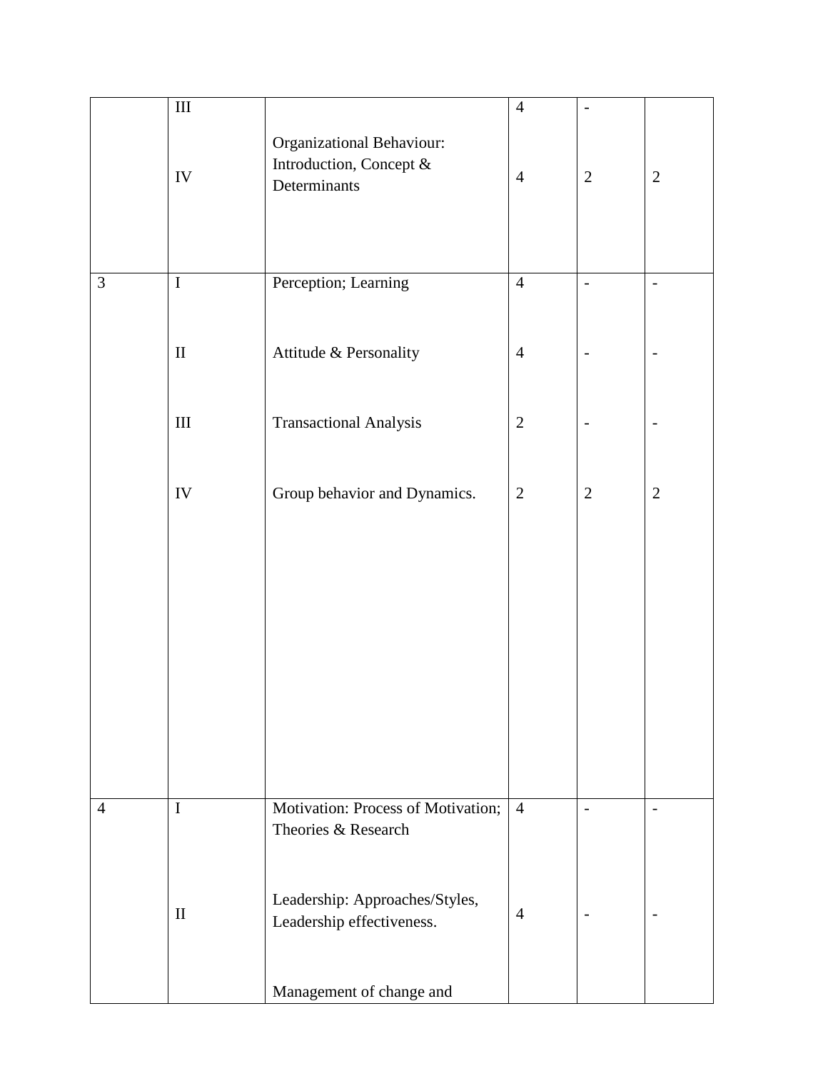| | | | | | |
|---|---|---|---|---|---|
| | III | Organizational Behaviour: Introduction, Concept & Determinants | 4 | - | |
| | IV | | 4 | 2 | 2 |
| 3 | I | Perception; Learning | 4 | - | - |
| | II | Attitude & Personality | 4 | - | - |
| | III | Transactional Analysis | 2 | - | - |
| | IV | Group behavior and Dynamics. | 2 | 2 | 2 |
| 4 | I | Motivation: Process of Motivation; Theories & Research | 4 | - | - |
| | II | Leadership: Approaches/Styles, Leadership effectiveness. | 4 | - | - |
| | | Management of change and | | | |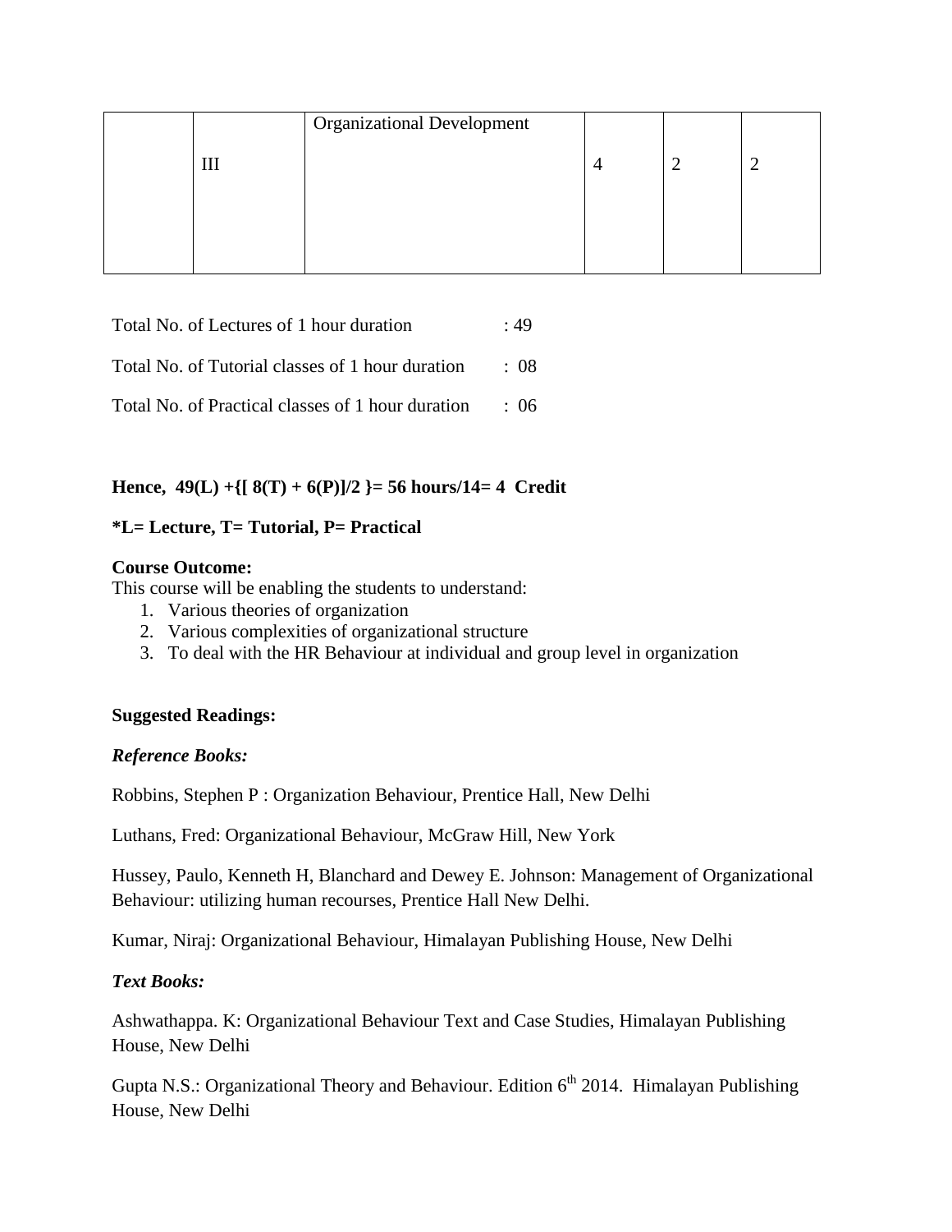|  | III | Organizational Development | 4 | 2 | 2 |
|---|---|---|---|---|---|

Total No. of Lectures of 1 hour duration : 49

Total No. of Tutorial classes of 1 hour duration : 08

Total No. of Practical classes of 1 hour duration : 06

**Hence, 49(L) +{[ 8(T) + 6(P)]/2 }= 56 hours/14= 4 Credit**

***L= Lecture, T= Tutorial, P= Practical**

**Course Outcome:**

This course will be enabling the students to understand:

1. Various theories of organization
2. Various complexities of organizational structure
3. To deal with the HR Behaviour at individual and group level in organization

**Suggested Readings:**

***Reference Books:***

Robbins, Stephen P : Organization Behaviour, Prentice Hall, New Delhi

Luthans, Fred: Organizational Behaviour, McGraw Hill, New York

Hussey, Paulo, Kenneth H, Blanchard and Dewey E. Johnson: Management of Organizational Behaviour: utilizing human recourses, Prentice Hall New Delhi.

Kumar, Niraj: Organizational Behaviour, Himalayan Publishing House, New Delhi

***Text Books:***

Ashwathappa. K: Organizational Behaviour Text and Case Studies, Himalayan Publishing House, New Delhi

Gupta N.S.: Organizational Theory and Behaviour. Edition 6th 2014. Himalayan Publishing House, New Delhi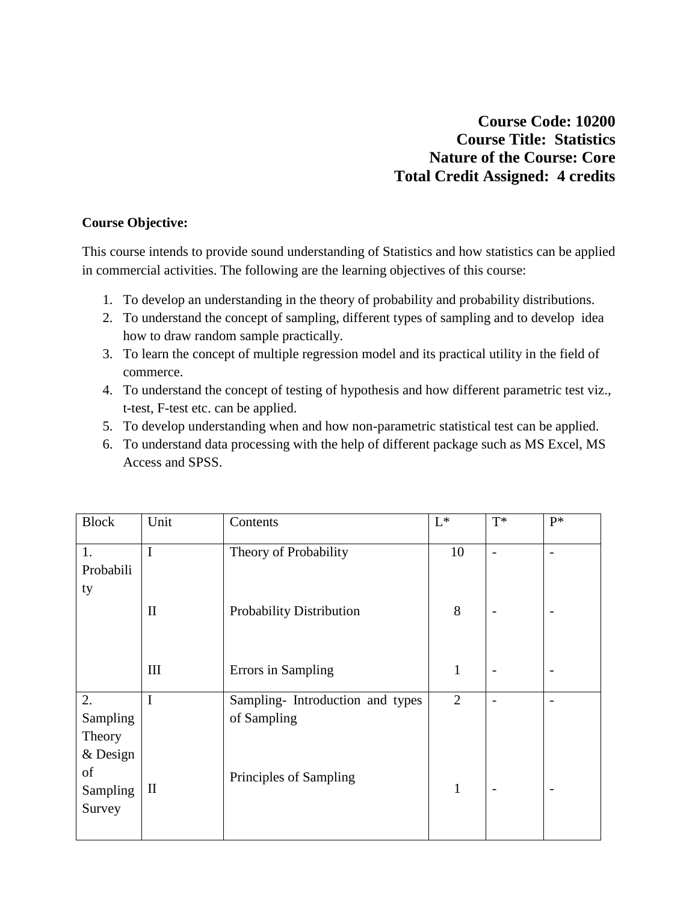**Course Code: 10200**
**Course Title: Statistics**
**Nature of the Course: Core**
**Total Credit Assigned: 4 credits**

**Course Objective:**

This course intends to provide sound understanding of Statistics and how statistics can be applied in commercial activities. The following are the learning objectives of this course:

1. To develop an understanding in the theory of probability and probability distributions.
2. To understand the concept of sampling, different types of sampling and to develop idea how to draw random sample practically.
3. To learn the concept of multiple regression model and its practical utility in the field of commerce.
4. To understand the concept of testing of hypothesis and how different parametric test viz., t-test, F-test etc. can be applied.
5. To develop understanding when and how non-parametric statistical test can be applied.
6. To understand data processing with the help of different package such as MS Excel, MS Access and SPSS.

| Block | Unit | Contents | L* | T* | P* |
|---|---|---|---|---|---|
| 1. Probability | I | Theory of Probability | 10 | - | - |
| | II | Probability Distribution | 8 | - | - |
| | III | Errors in Sampling | 1 | - | - |
| 2. Sampling Theory & Design of Sampling Survey | I | Sampling- Introduction and types of Sampling | 2 | - | - |
| | II | Principles of Sampling | 1 | - | - |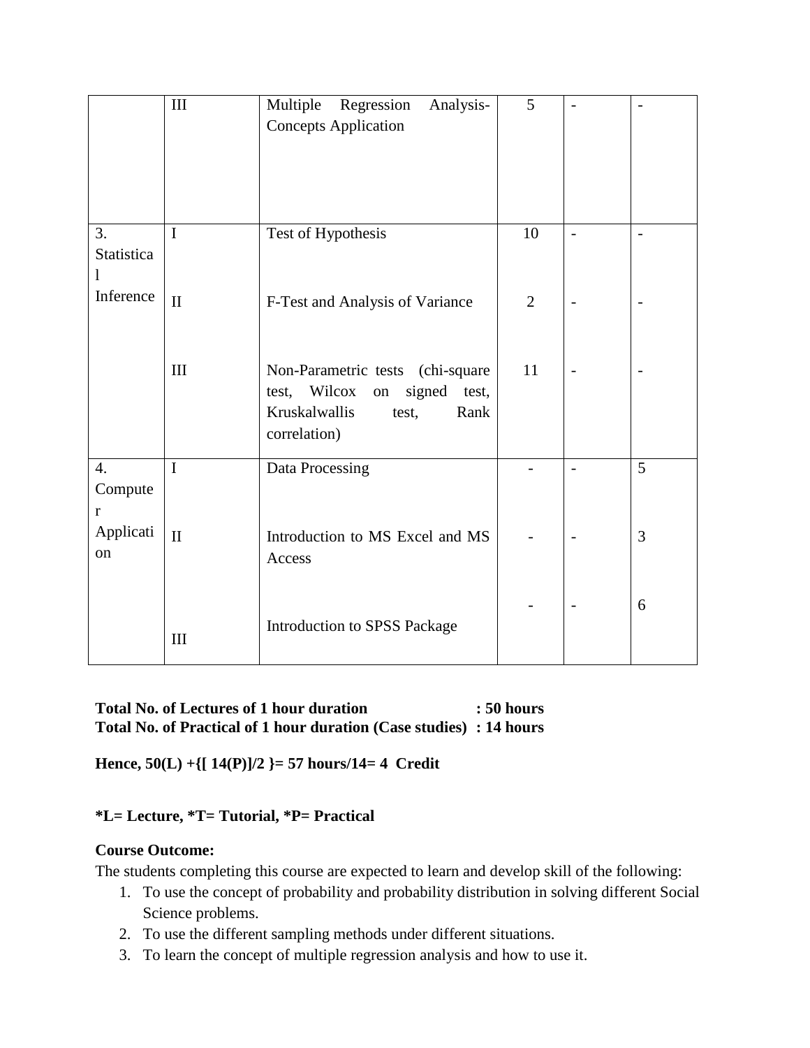|  | III | Multiple Regression Analysis-Concepts Application | 5 | - | - |
|---|---|---|---|---|---|
| 3. Statistical Inference | I | Test of Hypothesis | 10 | - | - |
|  | II | F-Test and Analysis of Variance | 2 | - | - |
|  | III | Non-Parametric tests (chi-square test, Wilcox on signed test, Kruskalwallis test, Rank correlation) | 11 | - | - |
| 4. Computer Application | I | Data Processing | - | - | 5 |
|  | II | Introduction to MS Excel and MS Access | - | - | 3 |
|  | III | Introduction to SPSS Package | - | - | 6 |

**Total No. of Lectures of 1 hour duration : 50 hours**
**Total No. of Practical of 1 hour duration (Case studies) : 14 hours**

**Hence, 50(L) +{[ 14(P)]/2 }= 57 hours/14= 4 Credit**

**\*L= Lecture, \*T= Tutorial, \*P= Practical**

**Course Outcome:**

The students completing this course are expected to learn and develop skill of the following:

1. To use the concept of probability and probability distribution in solving different Social Science problems.
2. To use the different sampling methods under different situations.
3. To learn the concept of multiple regression analysis and how to use it.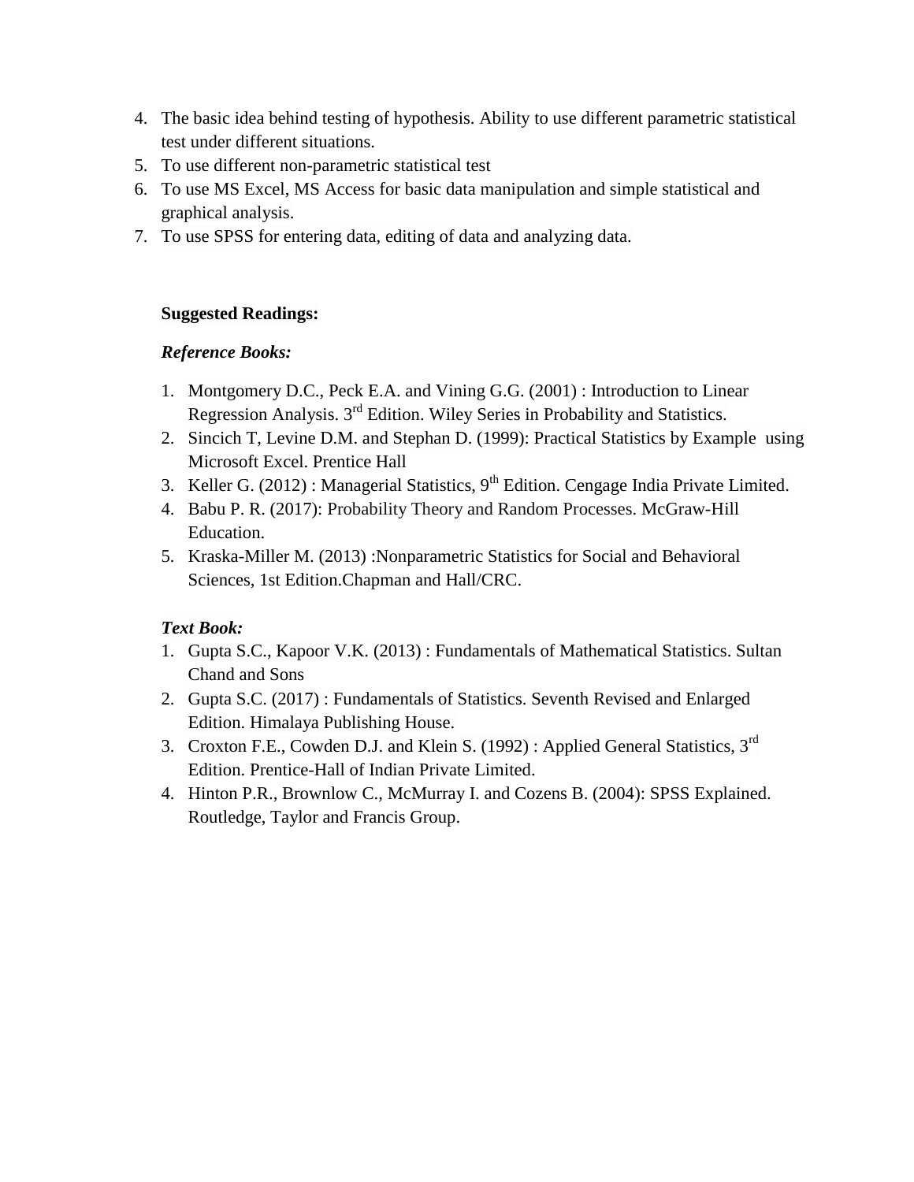4. The basic idea behind testing of hypothesis. Ability to use different parametric statistical test under different situations.
5. To use different non-parametric statistical test
6. To use MS Excel, MS Access for basic data manipulation and simple statistical and graphical analysis.
7. To use SPSS for entering data, editing of data and analyzing data.

**Suggested Readings:**

***Reference Books:***

1. Montgomery D.C., Peck E.A. and Vining G.G. (2001) : Introduction to Linear Regression Analysis. 3rd Edition. Wiley Series in Probability and Statistics.
2. Sincich T, Levine D.M. and Stephan D. (1999): Practical Statistics by Example using Microsoft Excel. Prentice Hall
3. Keller G. (2012) : Managerial Statistics, 9th Edition. Cengage India Private Limited.
4. Babu P. R. (2017): Probability Theory and Random Processes. McGraw-Hill Education.
5. Kraska-Miller M. (2013) :Nonparametric Statistics for Social and Behavioral Sciences, 1st Edition.Chapman and Hall/CRC.

***Text Book:***

1. Gupta S.C., Kapoor V.K. (2013) : Fundamentals of Mathematical Statistics. Sultan Chand and Sons
2. Gupta S.C. (2017) : Fundamentals of Statistics. Seventh Revised and Enlarged Edition. Himalaya Publishing House.
3. Croxton F.E., Cowden D.J. and Klein S. (1992) : Applied General Statistics, 3rd Edition. Prentice-Hall of Indian Private Limited.
4. Hinton P.R., Brownlow C., McMurray I. and Cozens B. (2004): SPSS Explained. Routledge, Taylor and Francis Group.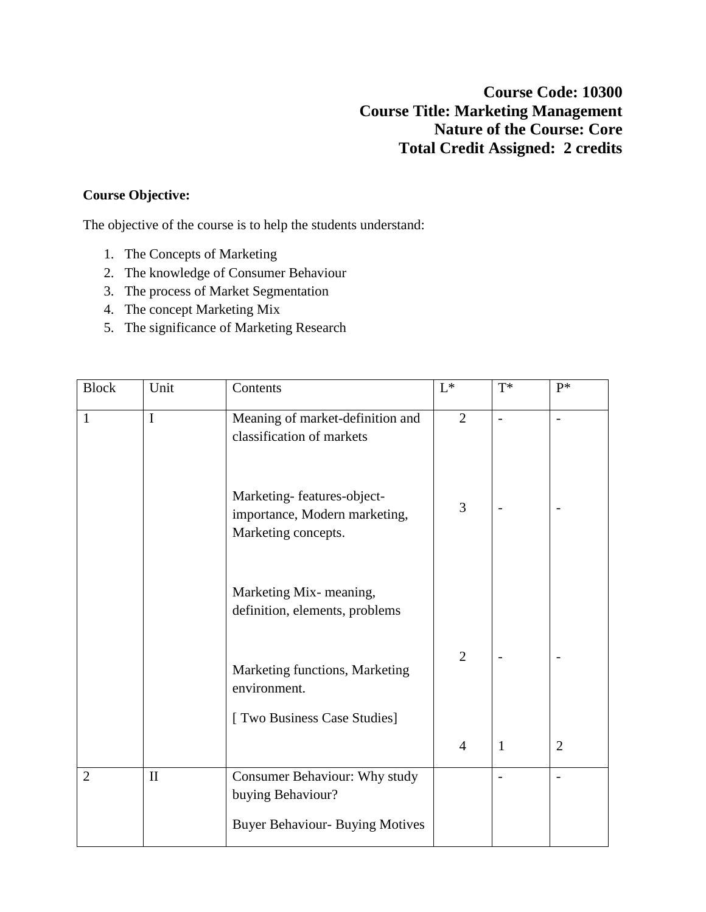**Course Code: 10300**
**Course Title: Marketing Management**
**Nature of the Course: Core**
**Total Credit Assigned: 2 credits**

**Course Objective:**

The objective of the course is to help the students understand:

1. The Concepts of Marketing
2. The knowledge of Consumer Behaviour
3. The process of Market Segmentation
4. The concept Marketing Mix
5. The significance of Marketing Research

| Block | Unit | Contents | L* | T* | P* |
|---|---|---|---|---|---|
| 1 | I | Meaning of market-definition and classification of markets | 2 | - | - |
| | | Marketing- features-object-importance, Modern marketing, Marketing concepts. | 3 | - | - |
| | | Marketing Mix- meaning, definition, elements, problems | | | |
| | | Marketing functions, Marketing environment. | 2 | - | - |
| | | [ Two Business Case Studies] | 4 | 1 | 2 |
| 2 | II | Consumer Behaviour: Why study buying Behaviour?<br>Buyer Behaviour- Buying Motives | | - | - |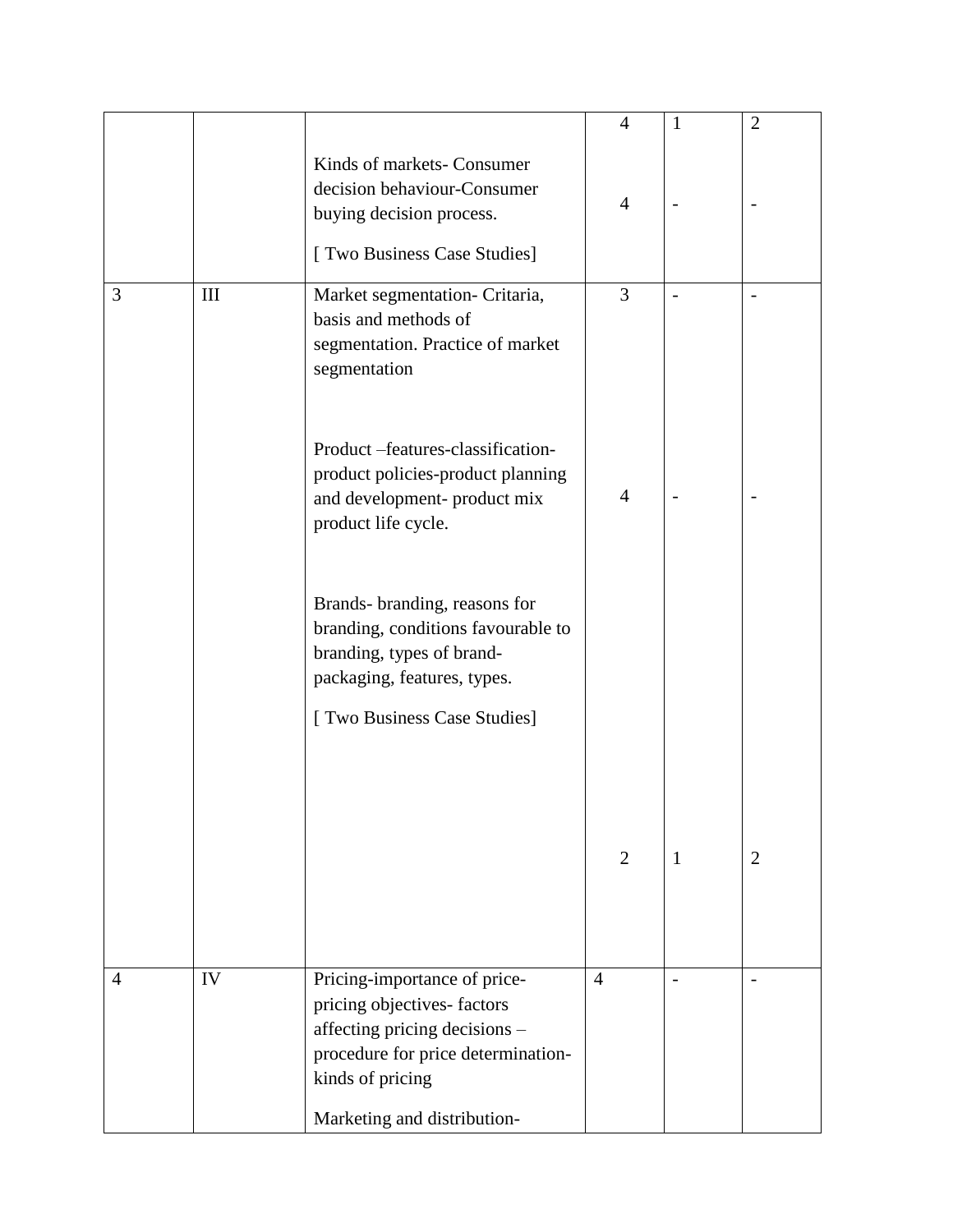| | | | | | |
|---|---|---|---|---|---|
| | | Kinds of markets- Consumer decision behaviour-Consumer buying decision process.<br><br>[ Two Business Case Studies] | 4<br><br>4 | 1<br><br>- | 2<br><br>- |
| 3 | III | Market segmentation- Critaria, basis and methods of segmentation. Practice of market segmentation<br><br>Product –features-classification-product policies-product planning and development- product mix product life cycle.<br><br>Brands- branding, reasons for branding, conditions favourable to branding, types of brand-packaging, features, types.<br><br>[ Two Business Case Studies] | 3<br><br>4<br><br>2 | -<br><br>-<br><br>1 | -<br><br>-<br><br>2 |
| 4 | IV | Pricing-importance of price-pricing objectives- factors affecting pricing decisions – procedure for price determination-kinds of pricing<br><br>Marketing and distribution- | 4 | - | - |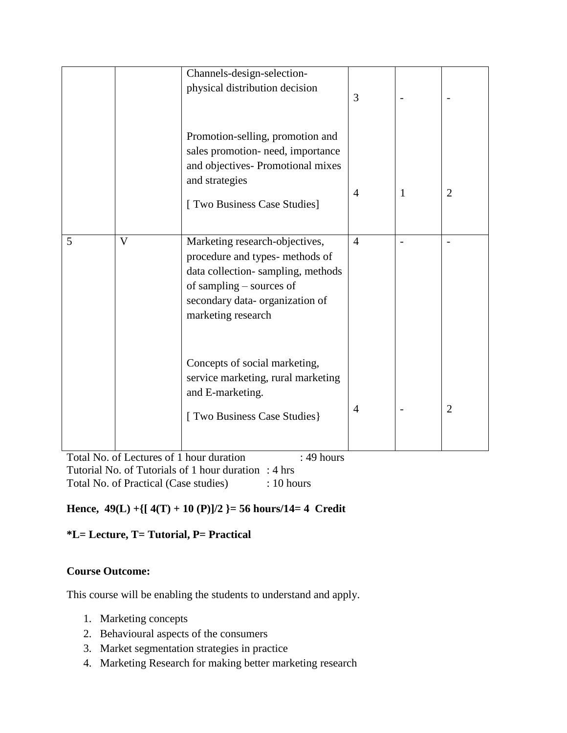| | | | | | |
|---|---|---|---|---|---|
| | | Channels-design-selection-physical distribution decision | 3 | - | - |
| | | Promotion-selling, promotion and sales promotion- need, importance and objectives- Promotional mixes and strategies<br><br>[ Two Business Case Studies] | 4 | 1 | 2 |
| 5 | V | Marketing research-objectives, procedure and types- methods of data collection- sampling, methods of sampling – sources of secondary data- organization of marketing research | 4 | - | - |
| | | Concepts of social marketing, service marketing, rural marketing and E-marketing.<br><br>[ Two Business Case Studies} | 4 | - | 2 |

Total No. of Lectures of 1 hour duration : 49 hours
Tutorial No. of Tutorials of 1 hour duration : 4 hrs
Total No. of Practical (Case studies) : 10 hours

**Hence, 49(L) +{[ 4(T) + 10 (P)]/2 }= 56 hours/14= 4 Credit**

***L= Lecture, T= Tutorial, P= Practical**

**Course Outcome:**

This course will be enabling the students to understand and apply.

1. Marketing concepts
2. Behavioural aspects of the consumers
3. Market segmentation strategies in practice
4. Marketing Research for making better marketing research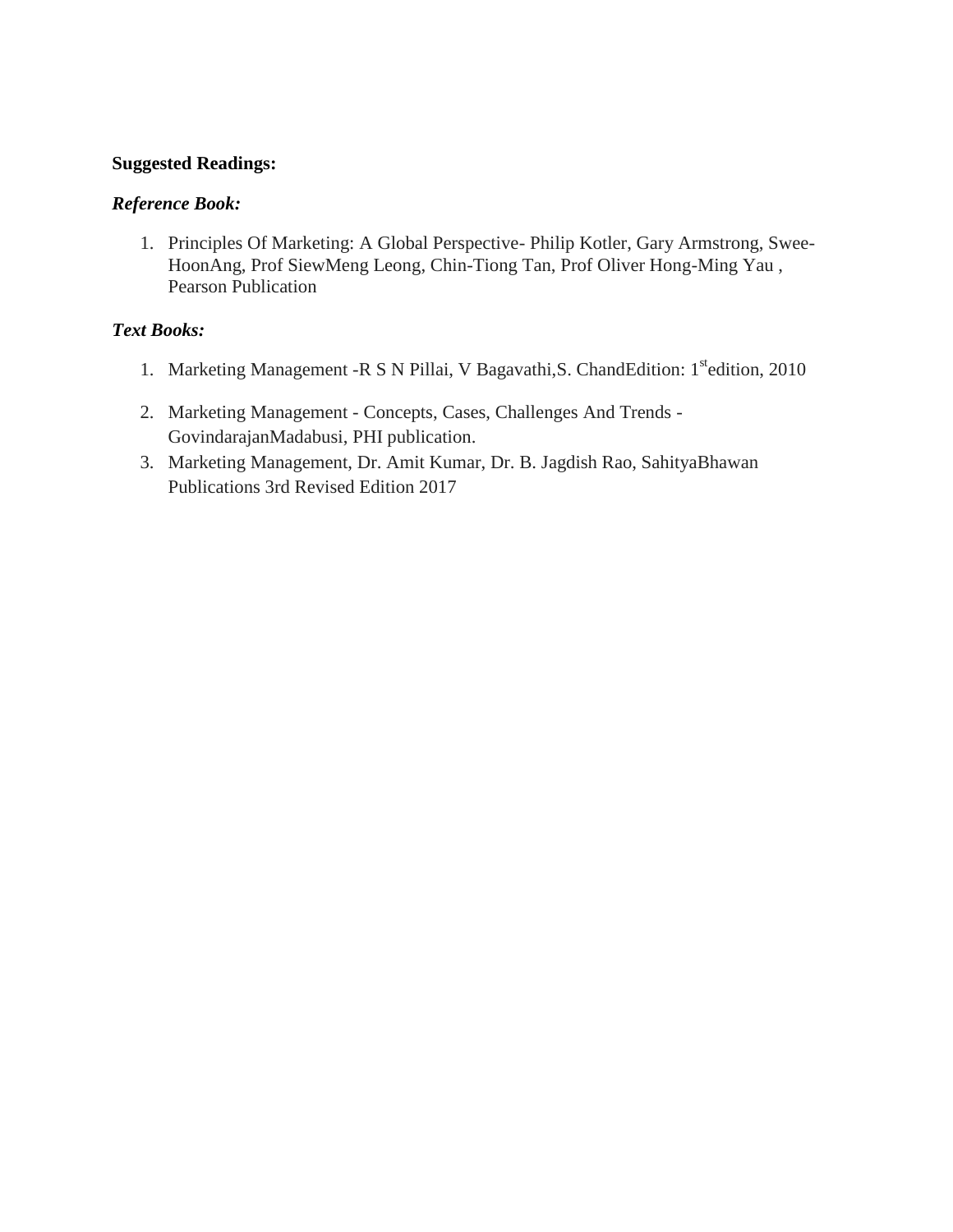**Suggested Readings:**

***Reference Book:***

1. Principles Of Marketing: A Global Perspective- Philip Kotler, Gary Armstrong, Swee-HoonAng, Prof SiewMeng Leong, Chin-Tiong Tan, Prof Oliver Hong-Ming Yau , Pearson Publication

***Text Books:***

1. Marketing Management -R S N Pillai, V Bagavathi,S. ChandEdition: 1st edition, 2010
2. Marketing Management - Concepts, Cases, Challenges And Trends - GovindarajanMadabusi, PHI publication.
3. Marketing Management, Dr. Amit Kumar, Dr. B. Jagdish Rao, SahityaBhawan Publications 3rd Revised Edition 2017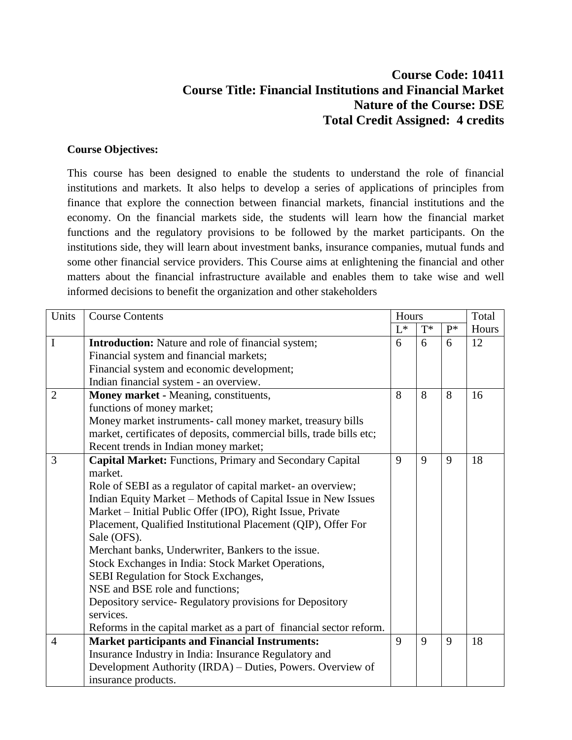**Course Code: 10411**
**Course Title: Financial Institutions and Financial Market**
**Nature of the Course: DSE**
**Total Credit Assigned: 4 credits**

**Course Objectives:**

This course has been designed to enable the students to understand the role of financial institutions and markets. It also helps to develop a series of applications of principles from finance that explore the connection between financial markets, financial institutions and the economy. On the financial markets side, the students will learn how the financial market functions and the regulatory provisions to be followed by the market participants. On the institutions side, they will learn about investment banks, insurance companies, mutual funds and some other financial service providers. This Course aims at enlightening the financial and other matters about the financial infrastructure available and enables them to take wise and well informed decisions to benefit the organization and other stakeholders

| Units | Course Contents | Hours | | | Total Hours |
|---|---|---|---|---|---|
| | | L* | T* | P* | |
| I | **Introduction:** Nature and role of financial system;<br>Financial system and financial markets;<br>Financial system and economic development;<br>Indian financial system - an overview. | 6 | 6 | 6 | 12 |
| 2 | **Money market -** Meaning, constituents,<br>functions of money market;<br>Money market instruments- call money market, treasury bills market, certificates of deposits, commercial bills, trade bills etc;<br>Recent trends in Indian money market; | 8 | 8 | 8 | 16 |
| 3 | **Capital Market:** Functions, Primary and Secondary Capital market.<br>Role of SEBI as a regulator of capital market- an overview;<br>Indian Equity Market – Methods of Capital Issue in New Issues Market – Initial Public Offer (IPO), Right Issue, Private Placement, Qualified Institutional Placement (QIP), Offer For Sale (OFS).<br>Merchant banks, Underwriter, Bankers to the issue.<br>Stock Exchanges in India: Stock Market Operations,<br>SEBI Regulation for Stock Exchanges,<br>NSE and BSE role and functions;<br>Depository service- Regulatory provisions for Depository services.<br>Reforms in the capital market as a part of financial sector reform. | 9 | 9 | 9 | 18 |
| 4 | **Market participants and Financial Instruments:**<br>Insurance Industry in India: Insurance Regulatory and Development Authority (IRDA) – Duties, Powers. Overview of insurance products. | 9 | 9 | 9 | 18 |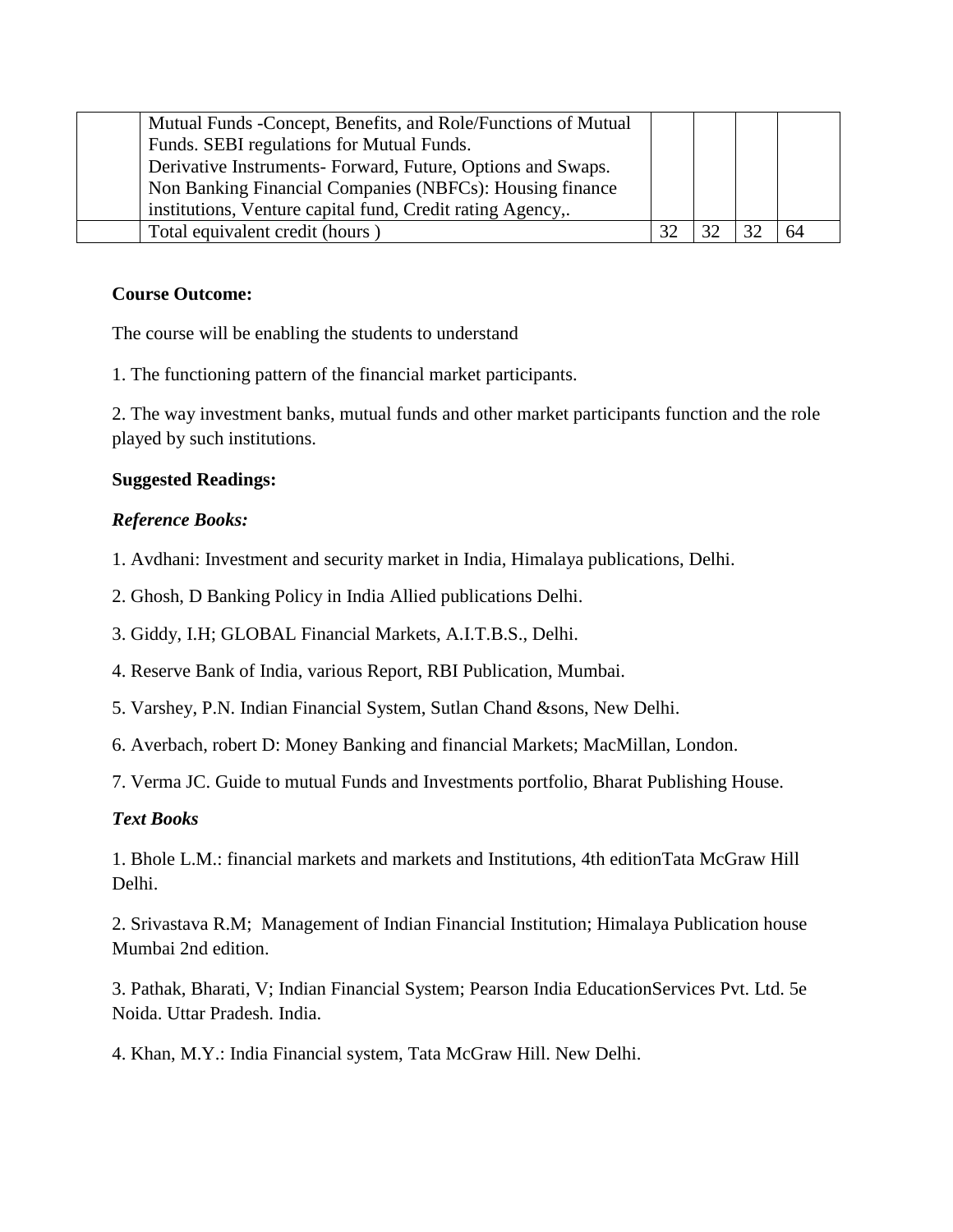|  | Mutual Funds -Concept, Benefits, and Role/Functions of Mutual Funds. SEBI regulations for Mutual Funds.<br>Derivative Instruments- Forward, Future, Options and Swaps.<br>Non Banking Financial Companies (NBFCs): Housing finance institutions, Venture capital fund, Credit rating Agency,. |  |  |  |  |
|---|---|---|---|---|---|
|  | Total equivalent credit (hours ) | 32 | 32 | 32 | 64 |

**Course Outcome:**

The course will be enabling the students to understand

1. The functioning pattern of the financial market participants.

2. The way investment banks, mutual funds and other market participants function and the role played by such institutions.

**Suggested Readings:**

***Reference Books:***

1. Avdhani: Investment and security market in India, Himalaya publications, Delhi.

2. Ghosh, D Banking Policy in India Allied publications Delhi.

3. Giddy, I.H; GLOBAL Financial Markets, A.I.T.B.S., Delhi.

4. Reserve Bank of India, various Report, RBI Publication, Mumbai.

5. Varshey, P.N. Indian Financial System, Sutlan Chand &sons, New Delhi.

6. Averbach, robert D: Money Banking and financial Markets; MacMillan, London.

7. Verma JC. Guide to mutual Funds and Investments portfolio, Bharat Publishing House.

***Text Books***

1. Bhole L.M.: financial markets and markets and Institutions, 4th editionTata McGraw Hill Delhi.

2. Srivastava R.M; Management of Indian Financial Institution; Himalaya Publication house Mumbai 2nd edition.

3. Pathak, Bharati, V; Indian Financial System; Pearson India EducationServices Pvt. Ltd. 5e Noida. Uttar Pradesh. India.

4. Khan, M.Y.: India Financial system, Tata McGraw Hill. New Delhi.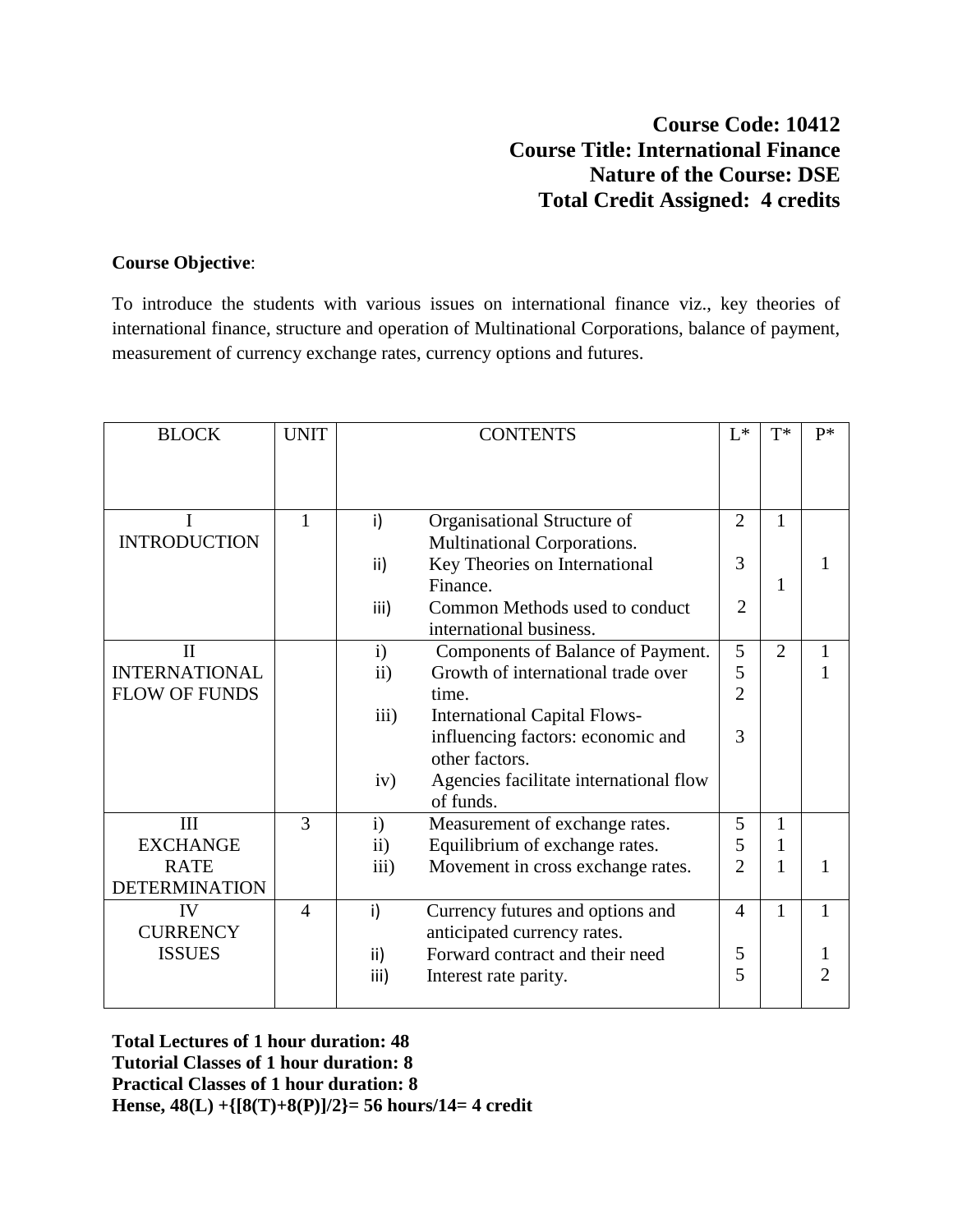**Course Code: 10412**
**Course Title: International Finance**
**Nature of the Course: DSE**
**Total Credit Assigned: 4 credits**

**Course Objective**:

To introduce the students with various issues on international finance viz., key theories of international finance, structure and operation of Multinational Corporations, balance of payment, measurement of currency exchange rates, currency options and futures.

| BLOCK | UNIT | CONTENTS | L* | T* | P* |
|---|---|---|---|---|---|
| I INTRODUCTION | 1 | i) Organisational Structure of Multinational Corporations. | 2 | 1 | |
| | | ii) Key Theories on International Finance. | 3 | 1 | 1 |
| | | iii) Common Methods used to conduct international business. | 2 | | |
| II INTERNATIONAL FLOW OF FUNDS | | i) Components of Balance of Payment. | 5 | 2 | 1 |
| | | ii) Growth of international trade over time. | 5 | | 1 |
| | | iii) International Capital Flows- influencing factors: economic and other factors. | 2 | | |
| | | iv) Agencies facilitate international flow of funds. | 3 | | |
| III EXCHANGE RATE DETERMINATION | 3 | i) Measurement of exchange rates. | 5 | 1 | |
| | | ii) Equilibrium of exchange rates. | 5 | 1 | |
| | | iii) Movement in cross exchange rates. | 2 | 1 | 1 |
| IV CURRENCY ISSUES | 4 | i) Currency futures and options and anticipated currency rates. | 4 | 1 | 1 |
| | | ii) Forward contract and their need | 5 | | 1 |
| | | iii) Interest rate parity. | 5 | | 2 |

**Total Lectures of 1 hour duration: 48**
**Tutorial Classes of 1 hour duration: 8**
**Practical Classes of 1 hour duration: 8**
**Hense, 48(L) +{[8(T)+8(P)]/2}= 56 hours/14= 4 credit**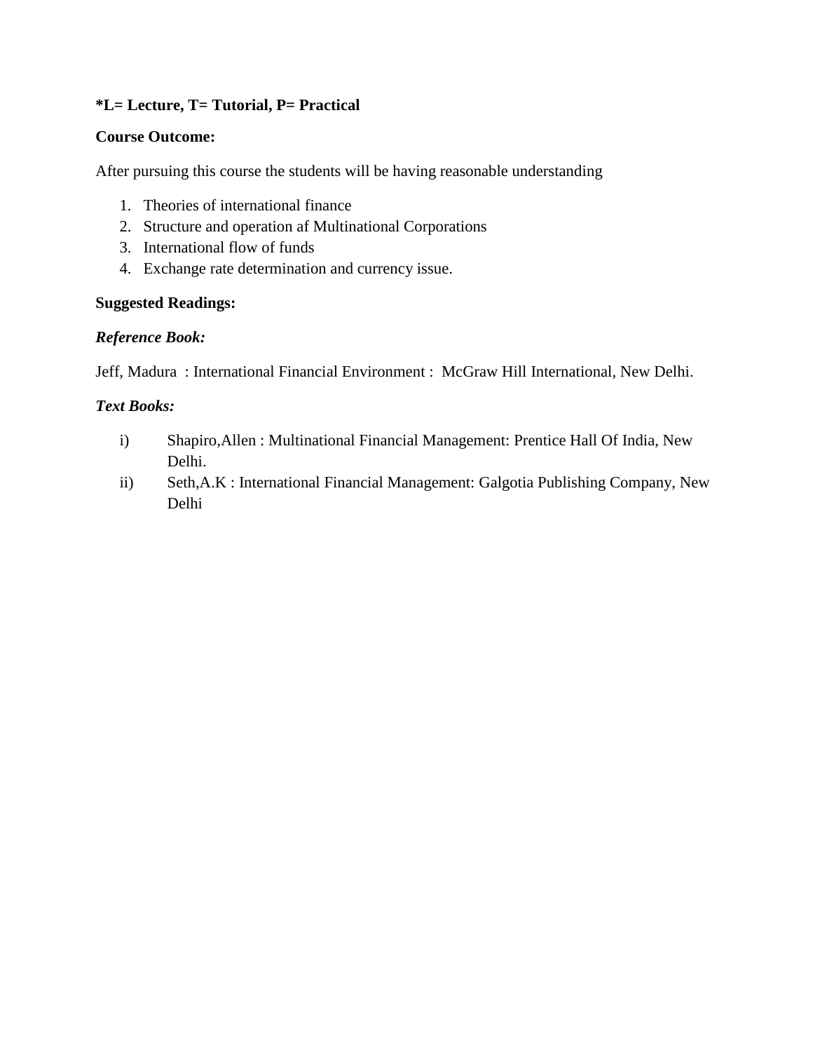**\*L= Lecture, T= Tutorial, P= Practical**

**Course Outcome:**

After pursuing this course the students will be having reasonable understanding

1. Theories of international finance
2. Structure and operation af Multinational Corporations
3. International flow of funds
4. Exchange rate determination and currency issue.

**Suggested Readings:**

***Reference Book:***

Jeff, Madura : International Financial Environment : McGraw Hill International, New Delhi.

***Text Books:***

i) Shapiro,Allen : Multinational Financial Management: Prentice Hall Of India, New Delhi.
ii) Seth,A.K : International Financial Management: Galgotia Publishing Company, New Delhi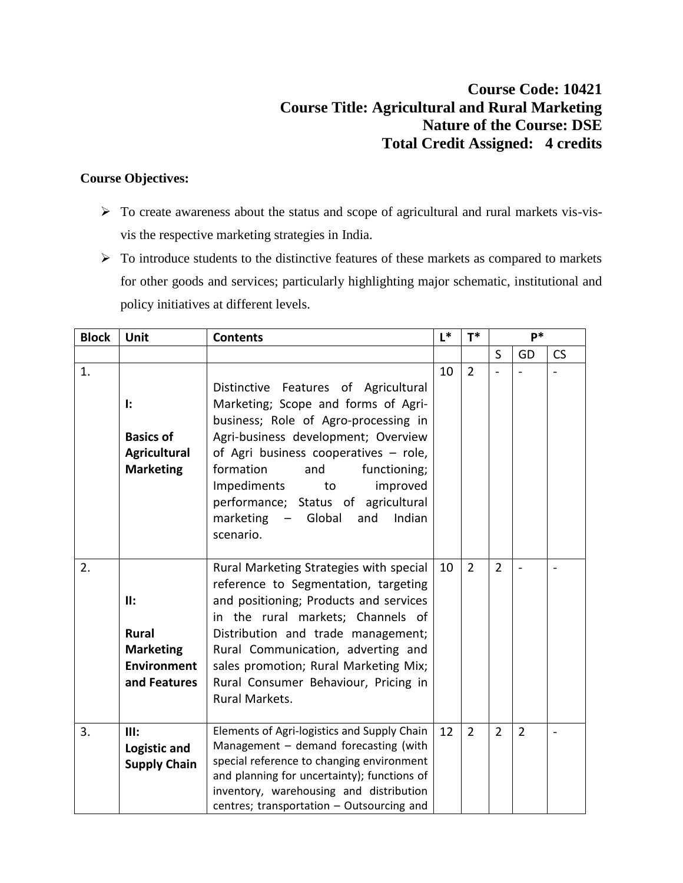**Course Code: 10421**
**Course Title: Agricultural and Rural Marketing**
**Nature of the Course: DSE**
**Total Credit Assigned: 4 credits**

**Course Objectives:**

- To create awareness about the status and scope of agricultural and rural markets vis-vis-vis the respective marketing strategies in India.
- To introduce students to the distinctive features of these markets as compared to markets for other goods and services; particularly highlighting major schematic, institutional and policy initiatives at different levels.

| Block | Unit | Contents | L* | T* | P* | | |
|---|---|---|---|---|---|---|---|
| | | | | | S | GD | CS |
| 1. | **I: Basics of Agricultural Marketing** | Distinctive Features of Agricultural Marketing; Scope and forms of Agri-business; Role of Agro-processing in Agri-business development; Overview of Agri business cooperatives – role, formation and functioning; Impediments to improved performance; Status of agricultural marketing – Global and Indian scenario. | 10 | 2 | - | - | - |
| 2. | **II: Rural Marketing Environment and Features** | Rural Marketing Strategies with special reference to Segmentation, targeting and positioning; Products and services in the rural markets; Channels of Distribution and trade management; Rural Communication, adverting and sales promotion; Rural Marketing Mix; Rural Consumer Behaviour, Pricing in Rural Markets. | 10 | 2 | 2 | - | - |
| 3. | **III: Logistic and Supply Chain** | Elements of Agri-logistics and Supply Chain Management – demand forecasting (with special reference to changing environment and planning for uncertainty); functions of inventory, warehousing and distribution centres; transportation – Outsourcing and | 12 | 2 | 2 | 2 | - |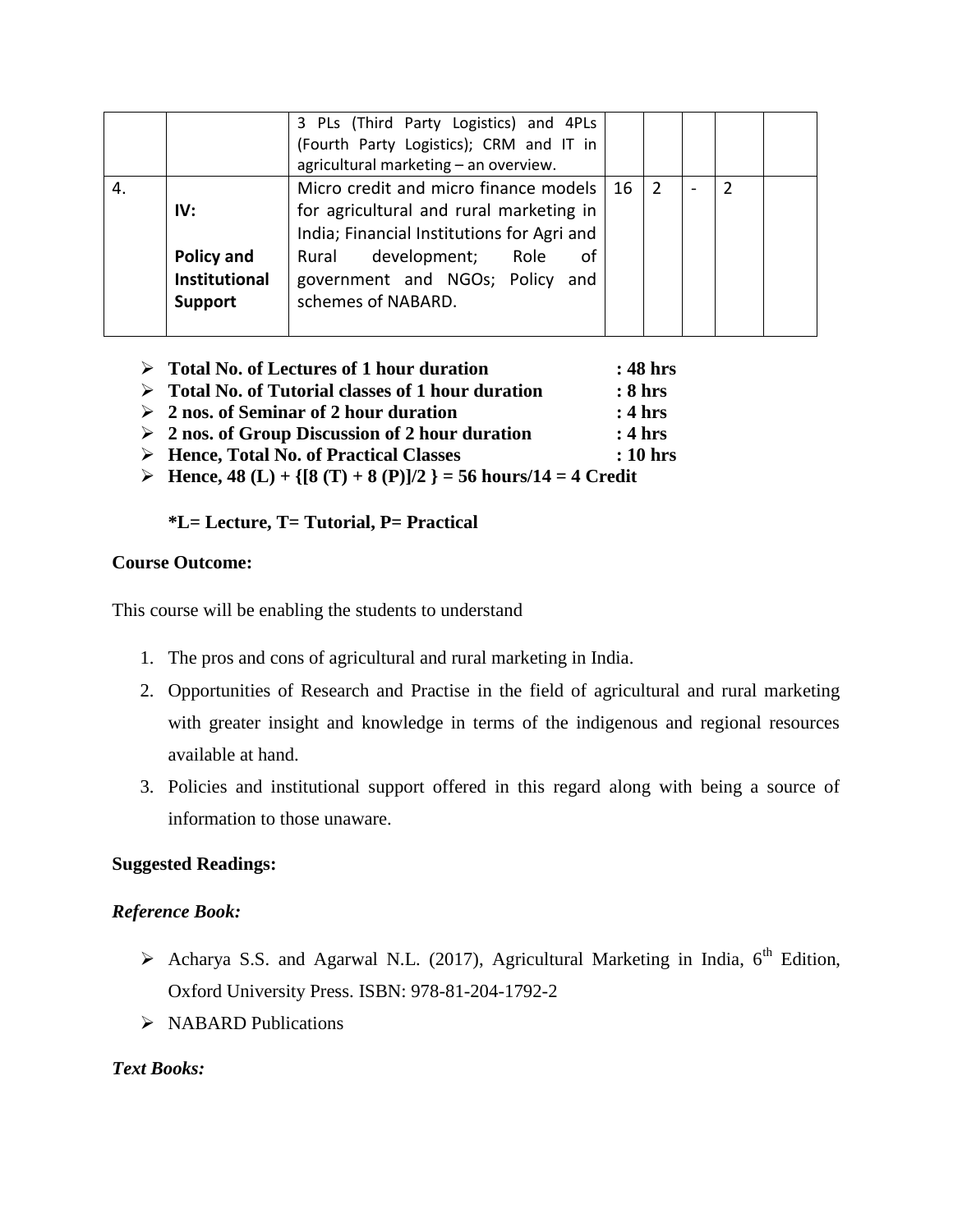| | | | | | | | |
|---|---|---|---|---|---|---|---|
| | | 3 PLs (Third Party Logistics) and 4PLs (Fourth Party Logistics); CRM and IT in agricultural marketing – an overview. | | | | | |
| 4. | **IV:** **Policy and Institutional Support** | Micro credit and micro finance models for agricultural and rural marketing in India; Financial Institutions for Agri and Rural development; Role of government and NGOs; Policy and schemes of NABARD. | 16 | 2 | - | 2 | |

- **Total No. of Lectures of 1 hour duration : 48 hrs**
- **Total No. of Tutorial classes of 1 hour duration : 8 hrs**
- **2 nos. of Seminar of 2 hour duration : 4 hrs**
- **2 nos. of Group Discussion of 2 hour duration : 4 hrs**
- **Hence, Total No. of Practical Classes : 10 hrs**
- **Hence, 48 (L) + {[8 (T) + 8 (P)]/2 } = 56 hours/14 = 4 Credit**

**\*L= Lecture, T= Tutorial, P= Practical**

**Course Outcome:**

This course will be enabling the students to understand

1. The pros and cons of agricultural and rural marketing in India.
2. Opportunities of Research and Practise in the field of agricultural and rural marketing with greater insight and knowledge in terms of the indigenous and regional resources available at hand.
3. Policies and institutional support offered in this regard along with being a source of information to those unaware.

**Suggested Readings:**

***Reference Book:***

- Acharya S.S. and Agarwal N.L. (2017), Agricultural Marketing in India, 6th Edition, Oxford University Press. ISBN: 978-81-204-1792-2
- NABARD Publications

***Text Books:***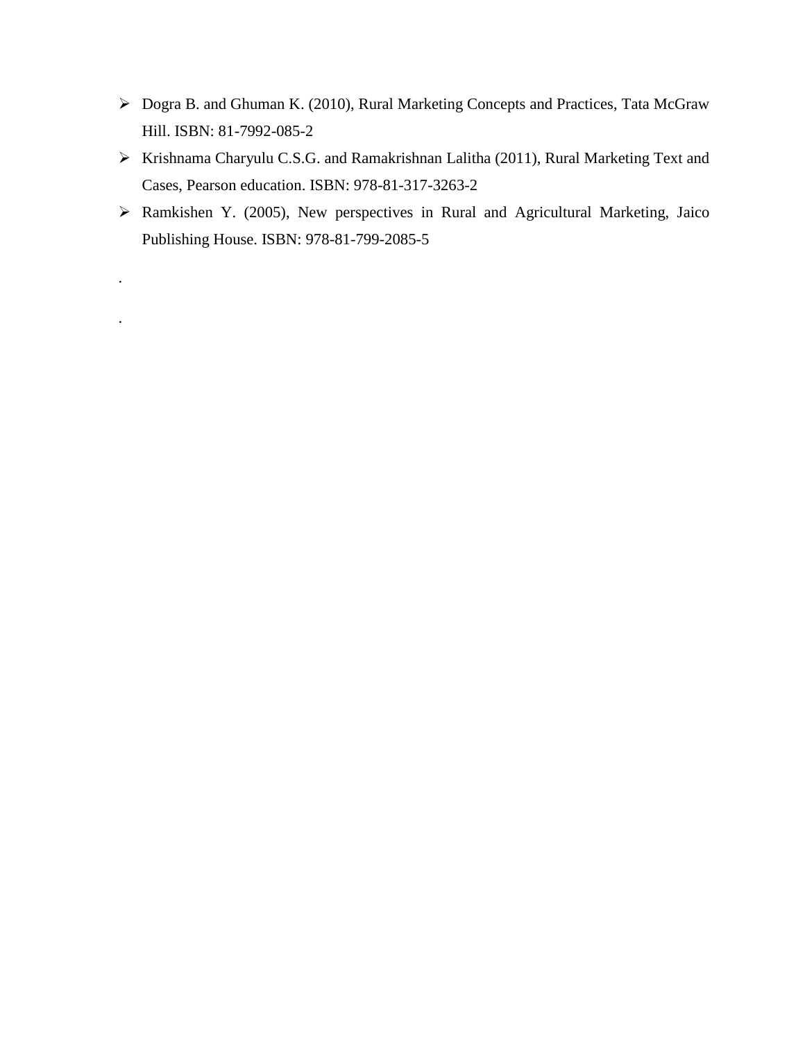- Dogra B. and Ghuman K. (2010), Rural Marketing Concepts and Practices, Tata McGraw Hill. ISBN: 81-7992-085-2
- Krishnama Charyulu C.S.G. and Ramakrishnan Lalitha (2011), Rural Marketing Text and Cases, Pearson education. ISBN: 978-81-317-3263-2
- Ramkishen Y. (2005), New perspectives in Rural and Agricultural Marketing, Jaico Publishing House. ISBN: 978-81-799-2085-5

.

.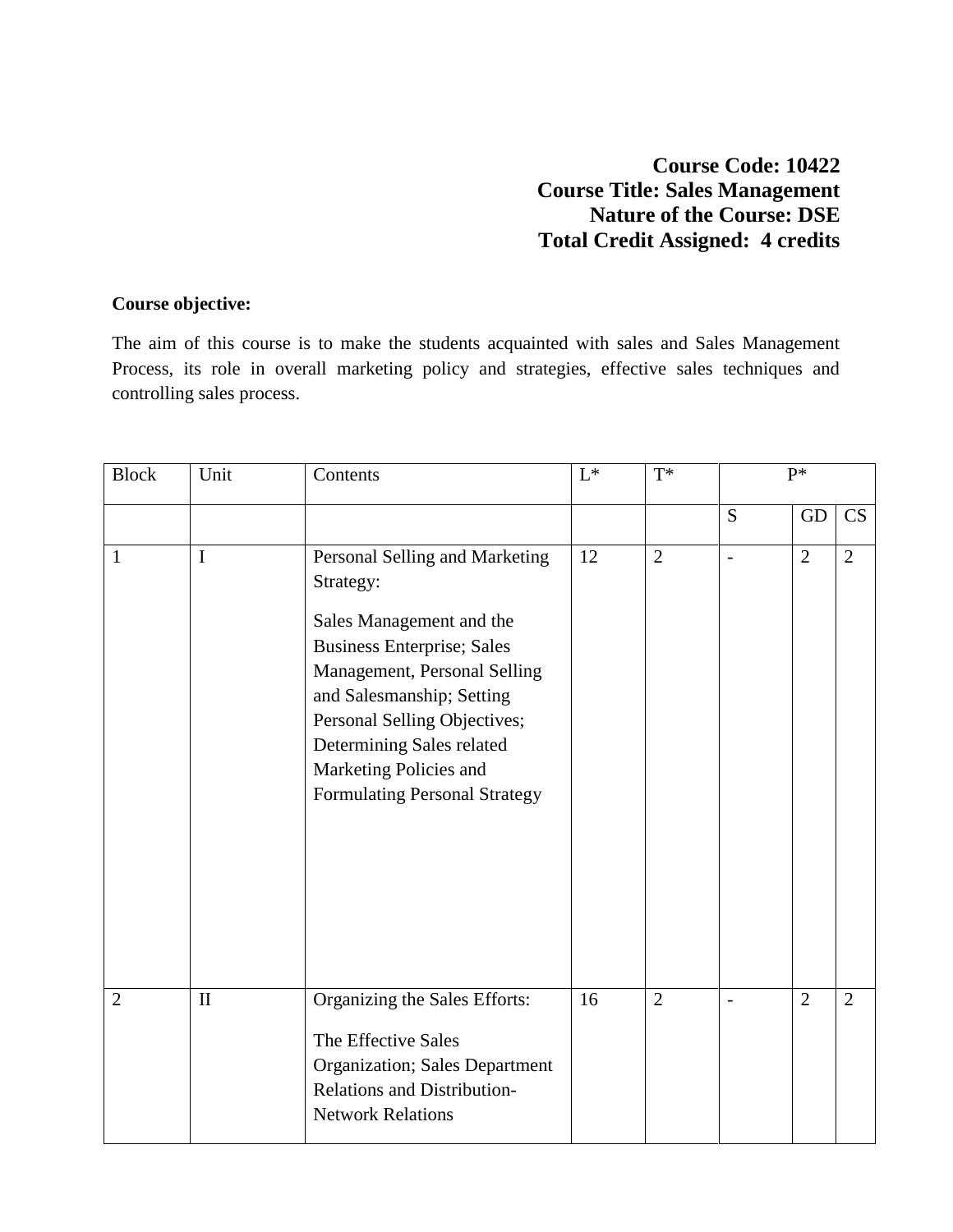**Course Code: 10422**
**Course Title: Sales Management**
**Nature of the Course: DSE**
**Total Credit Assigned: 4 credits**

**Course objective:**

The aim of this course is to make the students acquainted with sales and Sales Management Process, its role in overall marketing policy and strategies, effective sales techniques and controlling sales process.

| Block | Unit | Contents | L* | T* | P* | | |
|---|---|---|---|---|---|---|---|
| | | | | | S | GD | CS |
| 1 | I | Personal Selling and Marketing Strategy: Sales Management and the Business Enterprise; Sales Management, Personal Selling and Salesmanship; Setting Personal Selling Objectives; Determining Sales related Marketing Policies and Formulating Personal Strategy | 12 | 2 | - | 2 | 2 |
| 2 | II | Organizing the Sales Efforts: The Effective Sales Organization; Sales Department Relations and Distribution-Network Relations | 16 | 2 | - | 2 | 2 |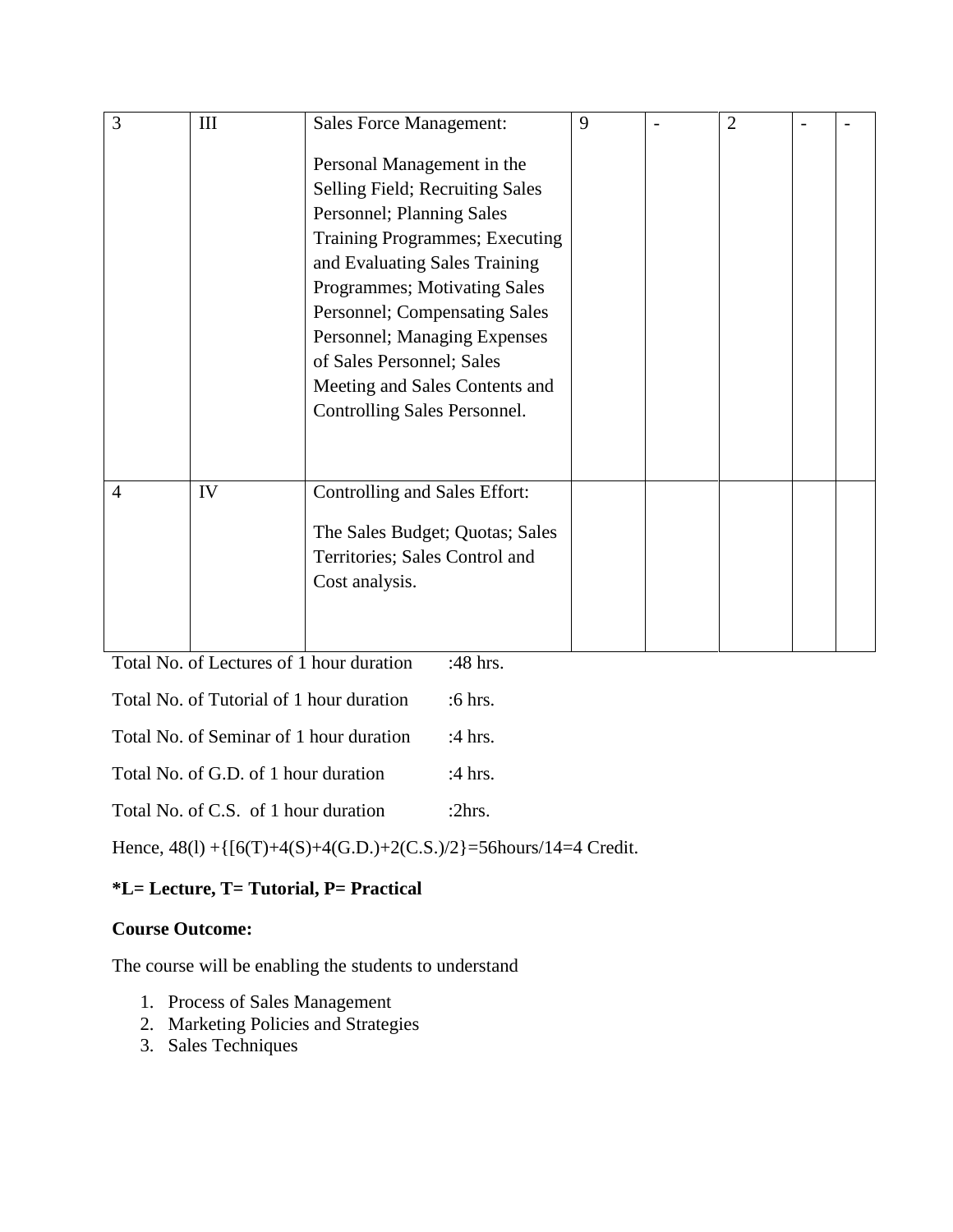| | | | | | | | |
|---|---|---|---|---|---|---|---|
| 3 | III | Sales Force Management:<br><br>Personal Management in the Selling Field; Recruiting Sales Personnel; Planning Sales Training Programmes; Executing and Evaluating Sales Training Programmes; Motivating Sales Personnel; Compensating Sales Personnel; Managing Expenses of Sales Personnel; Sales Meeting and Sales Contents and Controlling Sales Personnel. | 9 | - | 2 | - | - |
| 4 | IV | Controlling and Sales Effort:<br><br>The Sales Budget; Quotas; Sales Territories; Sales Control and Cost analysis. | | | | | |

Total No. of Lectures of 1 hour duration :48 hrs.

Total No. of Tutorial of 1 hour duration :6 hrs.

Total No. of Seminar of 1 hour duration :4 hrs.

Total No. of G.D. of 1 hour duration :4 hrs.

Total No. of C.S. of 1 hour duration :2hrs.

Hence, 48(l) +{[6(T)+4(S)+4(G.D.)+2(C.S.)/2}=56hours/14=4 Credit.

**\*L= Lecture, T= Tutorial, P= Practical**

**Course Outcome:**

The course will be enabling the students to understand

1. Process of Sales Management
2. Marketing Policies and Strategies
3. Sales Techniques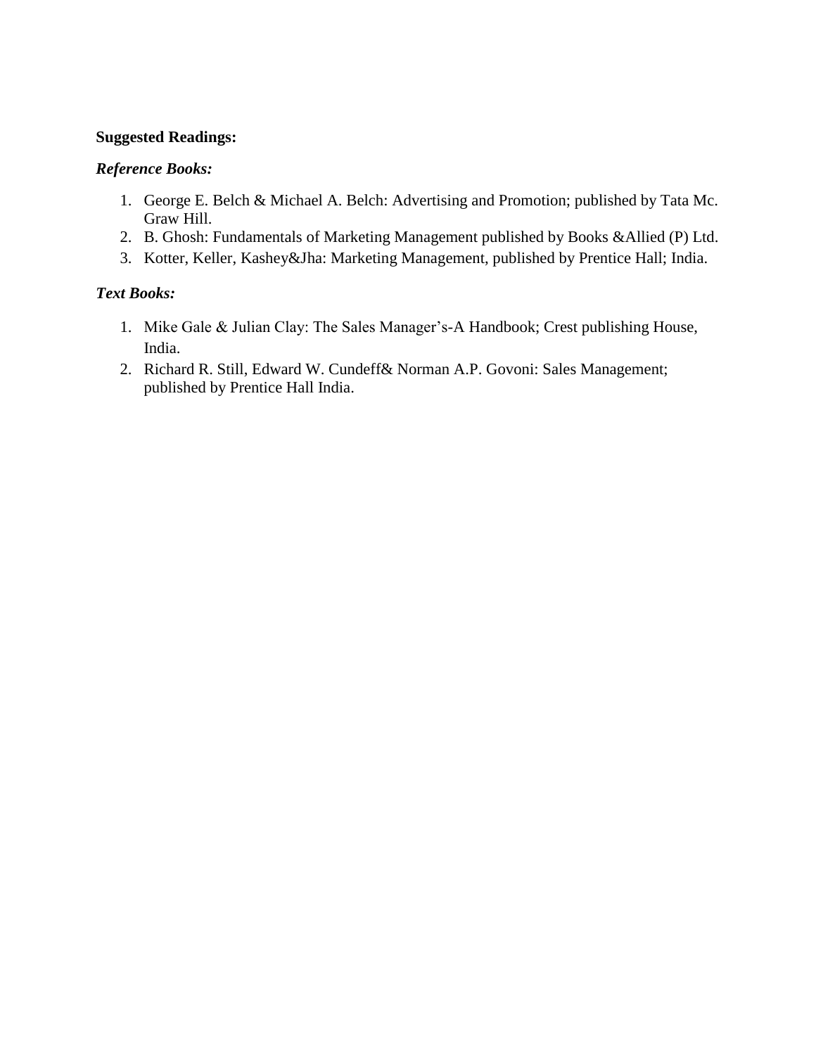**Suggested Readings:**

***Reference Books:***

1. George E. Belch & Michael A. Belch: Advertising and Promotion; published by Tata Mc. Graw Hill.
2. B. Ghosh: Fundamentals of Marketing Management published by Books &Allied (P) Ltd.
3. Kotter, Keller, Kashey&Jha: Marketing Management, published by Prentice Hall; India.

***Text Books:***

1. Mike Gale & Julian Clay: The Sales Manager's-A Handbook; Crest publishing House, India.
2. Richard R. Still, Edward W. Cundeff& Norman A.P. Govoni: Sales Management; published by Prentice Hall India.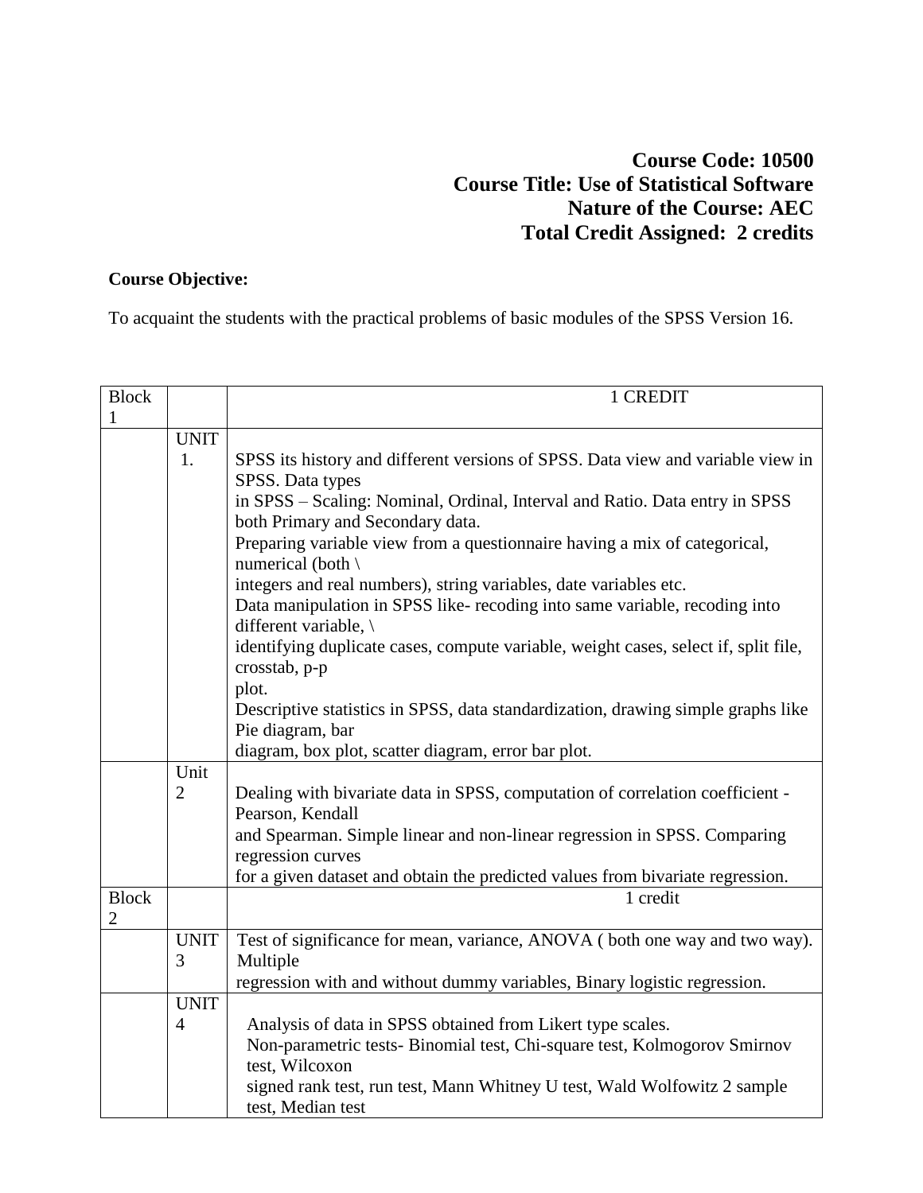**Course Code: 10500**
**Course Title: Use of Statistical Software**
**Nature of the Course: AEC**
**Total Credit Assigned: 2 credits**

**Course Objective:**

To acquaint the students with the practical problems of basic modules of the SPSS Version 16.

| Block 1 | | 1 CREDIT |
|---|---|---|
| | UNIT 1. | SPSS its history and different versions of SPSS. Data view and variable view in SPSS. Data types in SPSS – Scaling: Nominal, Ordinal, Interval and Ratio. Data entry in SPSS both Primary and Secondary data. Preparing variable view from a questionnaire having a mix of categorical, numerical (both \ integers and real numbers), string variables, date variables etc. Data manipulation in SPSS like- recoding into same variable, recoding into different variable, \ identifying duplicate cases, compute variable, weight cases, select if, split file, crosstab, p-p plot. Descriptive statistics in SPSS, data standardization, drawing simple graphs like Pie diagram, bar diagram, box plot, scatter diagram, error bar plot. |
| | Unit 2 | Dealing with bivariate data in SPSS, computation of correlation coefficient - Pearson, Kendall and Spearman. Simple linear and non-linear regression in SPSS. Comparing regression curves for a given dataset and obtain the predicted values from bivariate regression. |
| Block 2 | | 1 credit |
| | UNIT 3 | Test of significance for mean, variance, ANOVA ( both one way and two way). Multiple regression with and without dummy variables, Binary logistic regression. |
| | UNIT 4 | Analysis of data in SPSS obtained from Likert type scales. Non-parametric tests- Binomial test, Chi-square test, Kolmogorov Smirnov test, Wilcoxon signed rank test, run test, Mann Whitney U test, Wald Wolfowitz 2 sample test, Median test |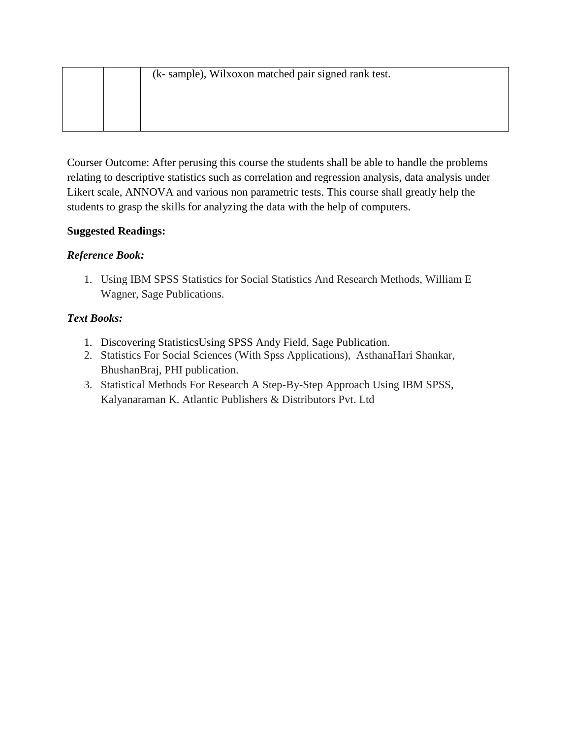| | | |
|---|---|---|
| | | (k- sample), Wilxoxon matched pair signed rank test. |

Courser Outcome: After perusing this course the students shall be able to handle the problems relating to descriptive statistics such as correlation and regression analysis, data analysis under Likert scale, ANNOVA and various non parametric tests. This course shall greatly help the students to grasp the skills for analyzing the data with the help of computers.

**Suggested Readings:**

***Reference Book:***

1. Using IBM SPSS Statistics for Social Statistics And Research Methods, William E Wagner, Sage Publications.

***Text Books:***

1. Discovering StatisticsUsing SPSS Andy Field, Sage Publication.
2. Statistics For Social Sciences (With Spss Applications), AsthanaHari Shankar, BhushanBraj, PHI publication.
3. Statistical Methods For Research A Step-By-Step Approach Using IBM SPSS, Kalyanaraman K. Atlantic Publishers & Distributors Pvt. Ltd